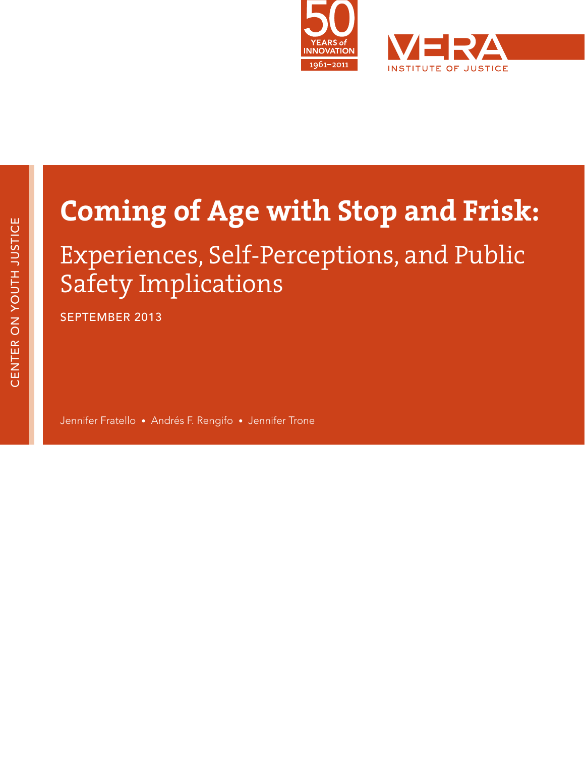50 YEARS of INNOVATION 1961–2011

VERA INSTITUTE OF JUSTICE

CENTER ON YOUTH JUSTICE

# Coming of Age with Stop and Frisk:

## Experiences, Self-Perceptions, and Public Safety Implications

SEPTEMBER 2013

Jennifer Fratello • Andrés F. Rengifo • Jennifer Trone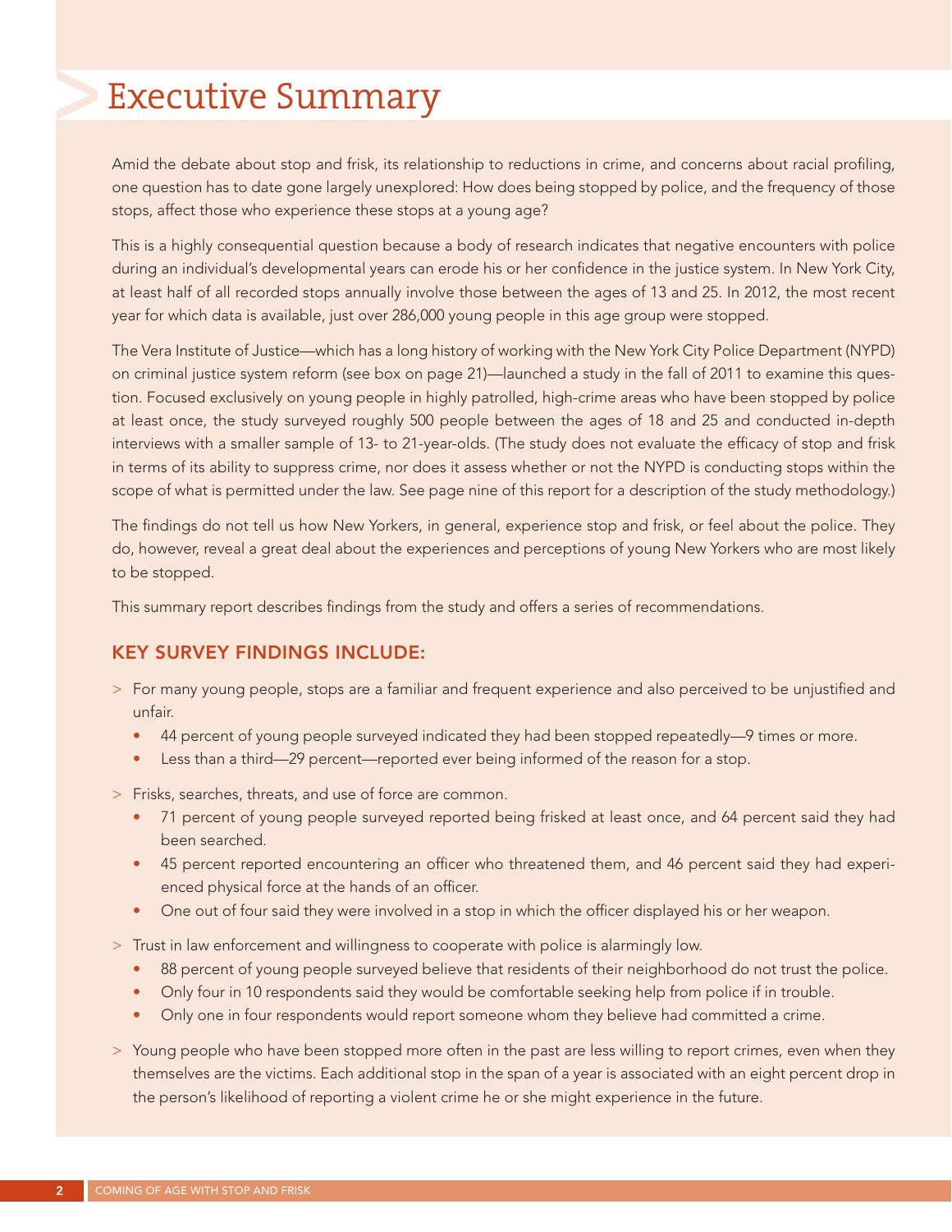# Executive Summary

Amid the debate about stop and frisk, its relationship to reductions in crime, and concerns about racial profiling, one question has to date gone largely unexplored: How does being stopped by police, and the frequency of those stops, affect those who experience these stops at a young age?

This is a highly consequential question because a body of research indicates that negative encounters with police during an individual's developmental years can erode his or her confidence in the justice system. In New York City, at least half of all recorded stops annually involve those between the ages of 13 and 25. In 2012, the most recent year for which data is available, just over 286,000 young people in this age group were stopped.

The Vera Institute of Justice—which has a long history of working with the New York City Police Department (NYPD) on criminal justice system reform (see box on page 21)—launched a study in the fall of 2011 to examine this question. Focused exclusively on young people in highly patrolled, high-crime areas who have been stopped by police at least once, the study surveyed roughly 500 people between the ages of 18 and 25 and conducted in-depth interviews with a smaller sample of 13- to 21-year-olds. (The study does not evaluate the efficacy of stop and frisk in terms of its ability to suppress crime, nor does it assess whether or not the NYPD is conducting stops within the scope of what is permitted under the law. See page nine of this report for a description of the study methodology.)

The findings do not tell us how New Yorkers, in general, experience stop and frisk, or feel about the police. They do, however, reveal a great deal about the experiences and perceptions of young New Yorkers who are most likely to be stopped.

This summary report describes findings from the study and offers a series of recommendations.

## KEY SURVEY FINDINGS INCLUDE:

> For many young people, stops are a familiar and frequent experience and also perceived to be unjustified and unfair.
- 44 percent of young people surveyed indicated they had been stopped repeatedly—9 times or more.
- Less than a third—29 percent—reported ever being informed of the reason for a stop.

> Frisks, searches, threats, and use of force are common.
- 71 percent of young people surveyed reported being frisked at least once, and 64 percent said they had been searched.
- 45 percent reported encountering an officer who threatened them, and 46 percent said they had experienced physical force at the hands of an officer.
- One out of four said they were involved in a stop in which the officer displayed his or her weapon.

> Trust in law enforcement and willingness to cooperate with police is alarmingly low.
- 88 percent of young people surveyed believe that residents of their neighborhood do not trust the police.
- Only four in 10 respondents said they would be comfortable seeking help from police if in trouble.
- Only one in four respondents would report someone whom they believe had committed a crime.

> Young people who have been stopped more often in the past are less willing to report crimes, even when they themselves are the victims. Each additional stop in the span of a year is associated with an eight percent drop in the person's likelihood of reporting a violent crime he or she might experience in the future.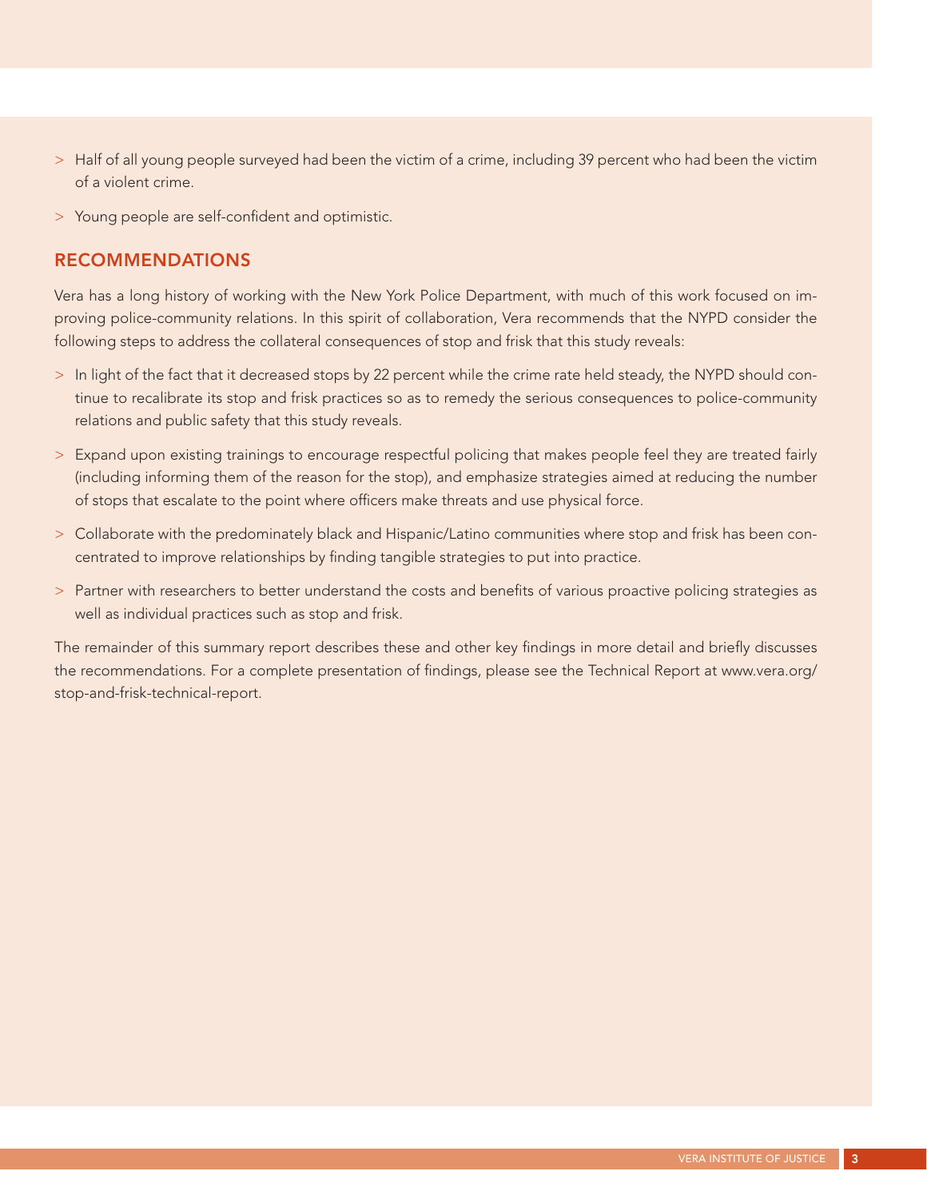- Half of all young people surveyed had been the victim of a crime, including 39 percent who had been the victim of a violent crime.
- Young people are self-confident and optimistic.

## RECOMMENDATIONS

Vera has a long history of working with the New York Police Department, with much of this work focused on improving police-community relations. In this spirit of collaboration, Vera recommends that the NYPD consider the following steps to address the collateral consequences of stop and frisk that this study reveals:

- In light of the fact that it decreased stops by 22 percent while the crime rate held steady, the NYPD should continue to recalibrate its stop and frisk practices so as to remedy the serious consequences to police-community relations and public safety that this study reveals.
- Expand upon existing trainings to encourage respectful policing that makes people feel they are treated fairly (including informing them of the reason for the stop), and emphasize strategies aimed at reducing the number of stops that escalate to the point where officers make threats and use physical force.
- Collaborate with the predominately black and Hispanic/Latino communities where stop and frisk has been concentrated to improve relationships by finding tangible strategies to put into practice.
- Partner with researchers to better understand the costs and benefits of various proactive policing strategies as well as individual practices such as stop and frisk.

The remainder of this summary report describes these and other key findings in more detail and briefly discusses the recommendations. For a complete presentation of findings, please see the Technical Report at www.vera.org/stop-and-frisk-technical-report.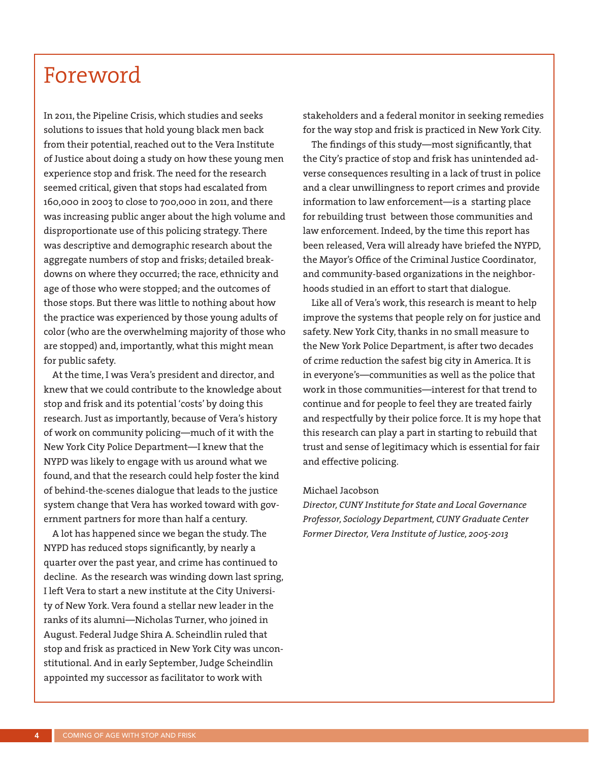# Foreword

In 2011, the Pipeline Crisis, which studies and seeks solutions to issues that hold young black men back from their potential, reached out to the Vera Institute of Justice about doing a study on how these young men experience stop and frisk. The need for the research seemed critical, given that stops had escalated from 160,000 in 2003 to close to 700,000 in 2011, and there was increasing public anger about the high volume and disproportionate use of this policing strategy. There was descriptive and demographic research about the aggregate numbers of stop and frisks; detailed breakdowns on where they occurred; the race, ethnicity and age of those who were stopped; and the outcomes of those stops. But there was little to nothing about how the practice was experienced by those young adults of color (who are the overwhelming majority of those who are stopped) and, importantly, what this might mean for public safety.

At the time, I was Vera's president and director, and knew that we could contribute to the knowledge about stop and frisk and its potential 'costs' by doing this research. Just as importantly, because of Vera's history of work on community policing—much of it with the New York City Police Department—I knew that the NYPD was likely to engage with us around what we found, and that the research could help foster the kind of behind-the-scenes dialogue that leads to the justice system change that Vera has worked toward with government partners for more than half a century.

A lot has happened since we began the study. The NYPD has reduced stops significantly, by nearly a quarter over the past year, and crime has continued to decline. As the research was winding down last spring, I left Vera to start a new institute at the City University of New York. Vera found a stellar new leader in the ranks of its alumni—Nicholas Turner, who joined in August. Federal Judge Shira A. Scheindlin ruled that stop and frisk as practiced in New York City was unconstitutional. And in early September, Judge Scheindlin appointed my successor as facilitator to work with stakeholders and a federal monitor in seeking remedies for the way stop and frisk is practiced in New York City.

The findings of this study—most significantly, that the City's practice of stop and frisk has unintended adverse consequences resulting in a lack of trust in police and a clear unwillingness to report crimes and provide information to law enforcement—is a starting place for rebuilding trust between those communities and law enforcement. Indeed, by the time this report has been released, Vera will already have briefed the NYPD, the Mayor's Office of the Criminal Justice Coordinator, and community-based organizations in the neighborhoods studied in an effort to start that dialogue.

Like all of Vera's work, this research is meant to help improve the systems that people rely on for justice and safety. New York City, thanks in no small measure to the New York Police Department, is after two decades of crime reduction the safest big city in America. It is in everyone's—communities as well as the police that work in those communities—interest for that trend to continue and for people to feel they are treated fairly and respectfully by their police force. It is my hope that this research can play a part in starting to rebuild that trust and sense of legitimacy which is essential for fair and effective policing.

Michael Jacobson
*Director, CUNY Institute for State and Local Governance*
*Professor, Sociology Department, CUNY Graduate Center*
*Former Director, Vera Institute of Justice, 2005-2013*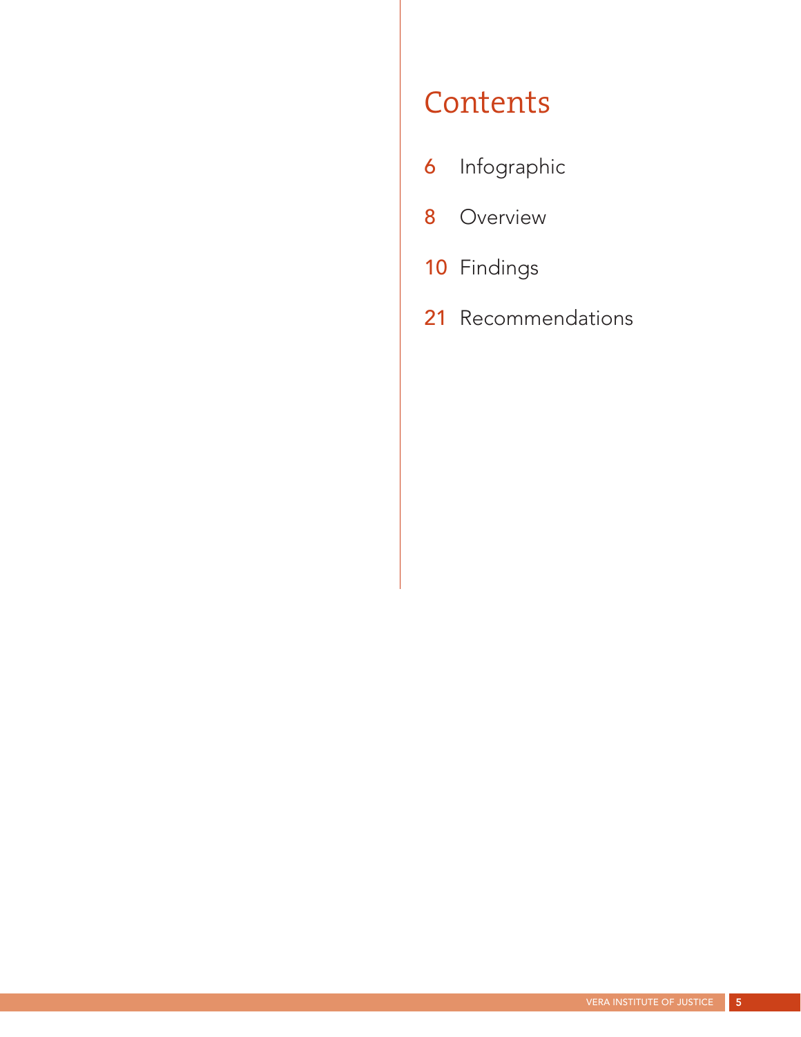# Contents

6 Infographic

8 Overview

10 Findings

21 Recommendations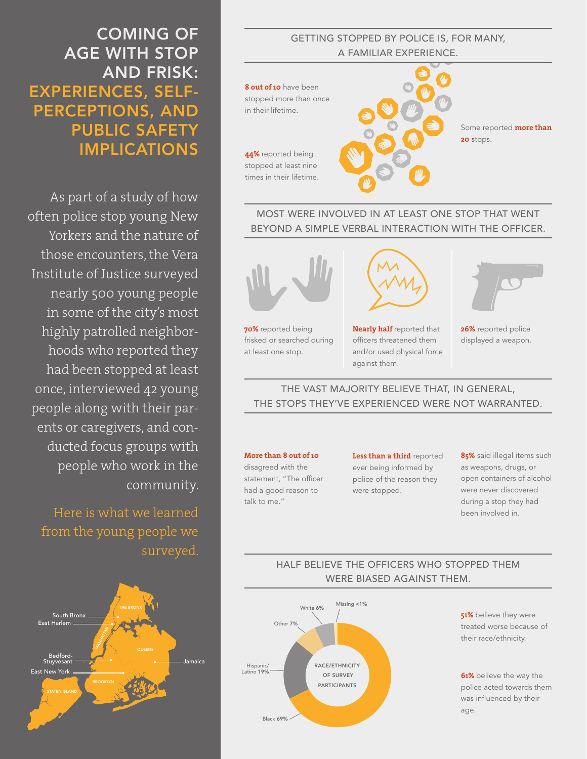# COMING OF AGE WITH STOP AND FRISK: EXPERIENCES, SELF-PERCEPTIONS, AND PUBLIC SAFETY IMPLICATIONS

As part of a study of how often police stop young New Yorkers and the nature of those encounters, the Vera Institute of Justice surveyed nearly 500 young people in some of the city's most highly patrolled neighborhoods who reported they had been stopped at least once, interviewed 42 young people along with their parents or caregivers, and conducted focus groups with people who work in the community.

Here is what we learned from the young people we surveyed.

South Bronx
East Harlem
Bedford-Stuyvesant
East New York
Jamaica

THE BRONX
MANHATTAN
QUEENS
BROOKLYN
STATEN ISLAND

## GETTING STOPPED BY POLICE IS, FOR MANY, A FAMILIAR EXPERIENCE.

**8 out of 10** have been stopped more than once in their lifetime.

**44%** reported being stopped at least nine times in their lifetime.

Some reported **more than 20** stops.

## MOST WERE INVOLVED IN AT LEAST ONE STOP THAT WENT BEYOND A SIMPLE VERBAL INTERACTION WITH THE OFFICER.

**70%** reported being frisked or searched during at least one stop.

**Nearly half** reported that officers threatened them and/or used physical force against them.

**26%** reported police displayed a weapon.

## THE VAST MAJORITY BELIEVE THAT, IN GENERAL, THE STOPS THEY'VE EXPERIENCED WERE NOT WARRANTED.

**More than 8 out of 10** disagreed with the statement, "The officer had a good reason to talk to me."

**Less than a third** reported ever being informed by police of the reason they were stopped.

**85%** said illegal items such as weapons, drugs, or open containers of alcohol were never discovered during a stop they had been involved in.

## HALF BELIEVE THE OFFICERS WHO STOPPED THEM WERE BIASED AGAINST THEM.

RACE/ETHNICITY OF SURVEY PARTICIPANTS

| Race/Ethnicity | Percent |
|---|---|
| Black | 69% |
| Hispanic/Latino | 19% |
| Other | 7% |
| White | 6% |
| Missing | <1% |

**51%** believe they were treated worse because of their race/ethnicity.

**61%** believe the way the police acted towards them was influenced by their age.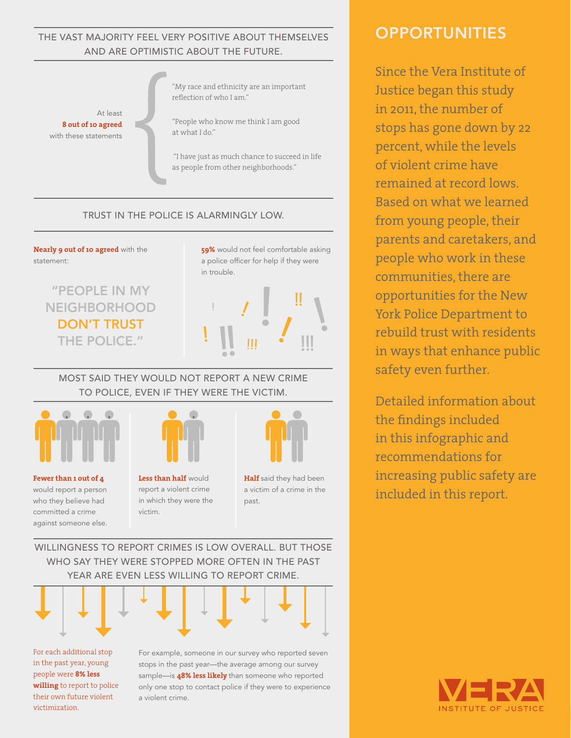## THE VAST MAJORITY FEEL VERY POSITIVE ABOUT THEMSELVES AND ARE OPTIMISTIC ABOUT THE FUTURE.

At least **8 out of 10 agreed** with these statements

"My race and ethnicity are an important reflection of who I am."

"People who know me think I am good at what I do."

"I have just as much chance to succeed in life as people from other neighborhoods."

## TRUST IN THE POLICE IS ALARMINGLY LOW.

**Nearly 9 out of 10 agreed** with the statement:

"PEOPLE IN MY NEIGHBORHOOD DON'T TRUST THE POLICE."

**59%** would not feel comfortable asking a police officer for help if they were in trouble.

## MOST SAID THEY WOULD NOT REPORT A NEW CRIME TO POLICE, EVEN IF THEY WERE THE VICTIM.

**Fewer than 1 out of 4** would report a person who they believe had committed a crime against someone else.

**Less than half** would report a violent crime in which they were the victim.

**Half** said they had been a victim of a crime in the past.

## WILLINGNESS TO REPORT CRIMES IS LOW OVERALL. BUT THOSE WHO SAY THEY WERE STOPPED MORE OFTEN IN THE PAST YEAR ARE EVEN LESS WILLING TO REPORT CRIME.

For each additional stop in the past year, young people were **8% less willing** to report to police their own future violent victimization.

For example, someone in our survey who reported seven stops in the past year—the average among our survey sample—is **48% less likely** than someone who reported only one stop to contact police if they were to experience a violent crime.

## OPPORTUNITIES

Since the Vera Institute of Justice began this study in 2011, the number of stops has gone down by 22 percent, while the levels of violent crime have remained at record lows. Based on what we learned from young people, their parents and caretakers, and people who work in these communities, there are opportunities for the New York Police Department to rebuild trust with residents in ways that enhance public safety even further.

Detailed information about the findings included in this infographic and recommendations for increasing public safety are included in this report.

VERA INSTITUTE OF JUSTICE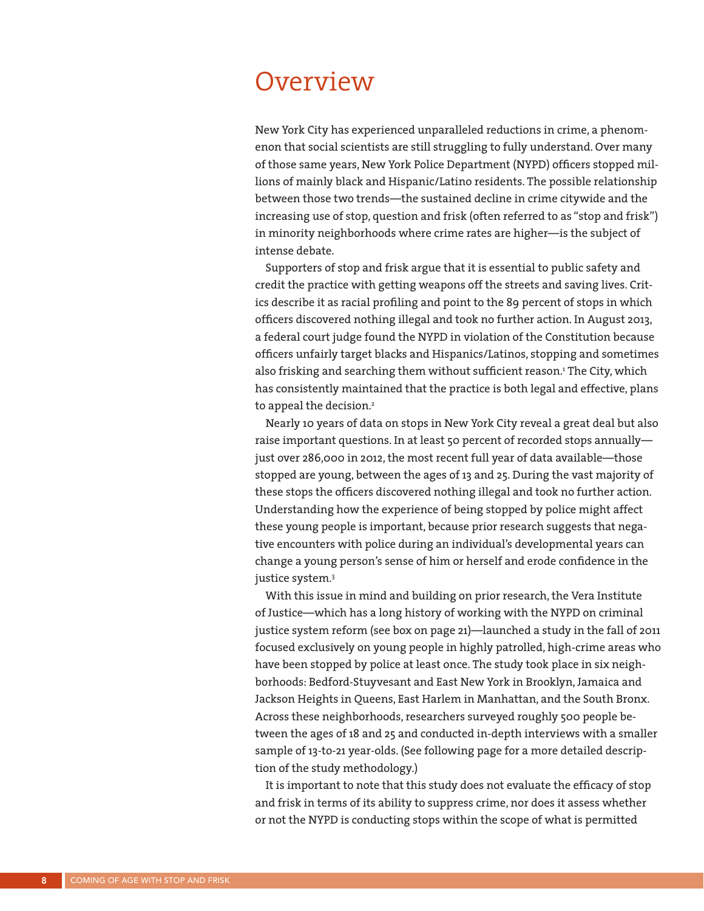# Overview

New York City has experienced unparalleled reductions in crime, a phenomenon that social scientists are still struggling to fully understand. Over many of those same years, New York Police Department (NYPD) officers stopped millions of mainly black and Hispanic/Latino residents. The possible relationship between those two trends—the sustained decline in crime citywide and the increasing use of stop, question and frisk (often referred to as "stop and frisk") in minority neighborhoods where crime rates are higher—is the subject of intense debate.

Supporters of stop and frisk argue that it is essential to public safety and credit the practice with getting weapons off the streets and saving lives. Critics describe it as racial profiling and point to the 89 percent of stops in which officers discovered nothing illegal and took no further action. In August 2013, a federal court judge found the NYPD in violation of the Constitution because officers unfairly target blacks and Hispanics/Latinos, stopping and sometimes also frisking and searching them without sufficient reason.[1] The City, which has consistently maintained that the practice is both legal and effective, plans to appeal the decision.[2]

Nearly 10 years of data on stops in New York City reveal a great deal but also raise important questions. In at least 50 percent of recorded stops annually—just over 286,000 in 2012, the most recent full year of data available—those stopped are young, between the ages of 13 and 25. During the vast majority of these stops the officers discovered nothing illegal and took no further action. Understanding how the experience of being stopped by police might affect these young people is important, because prior research suggests that negative encounters with police during an individual's developmental years can change a young person's sense of him or herself and erode confidence in the justice system.[3]

With this issue in mind and building on prior research, the Vera Institute of Justice—which has a long history of working with the NYPD on criminal justice system reform (see box on page 21)—launched a study in the fall of 2011 focused exclusively on young people in highly patrolled, high-crime areas who have been stopped by police at least once. The study took place in six neighborhoods: Bedford-Stuyvesant and East New York in Brooklyn, Jamaica and Jackson Heights in Queens, East Harlem in Manhattan, and the South Bronx. Across these neighborhoods, researchers surveyed roughly 500 people between the ages of 18 and 25 and conducted in-depth interviews with a smaller sample of 13-to-21 year-olds. (See following page for a more detailed description of the study methodology.)

It is important to note that this study does not evaluate the efficacy of stop and frisk in terms of its ability to suppress crime, nor does it assess whether or not the NYPD is conducting stops within the scope of what is permitted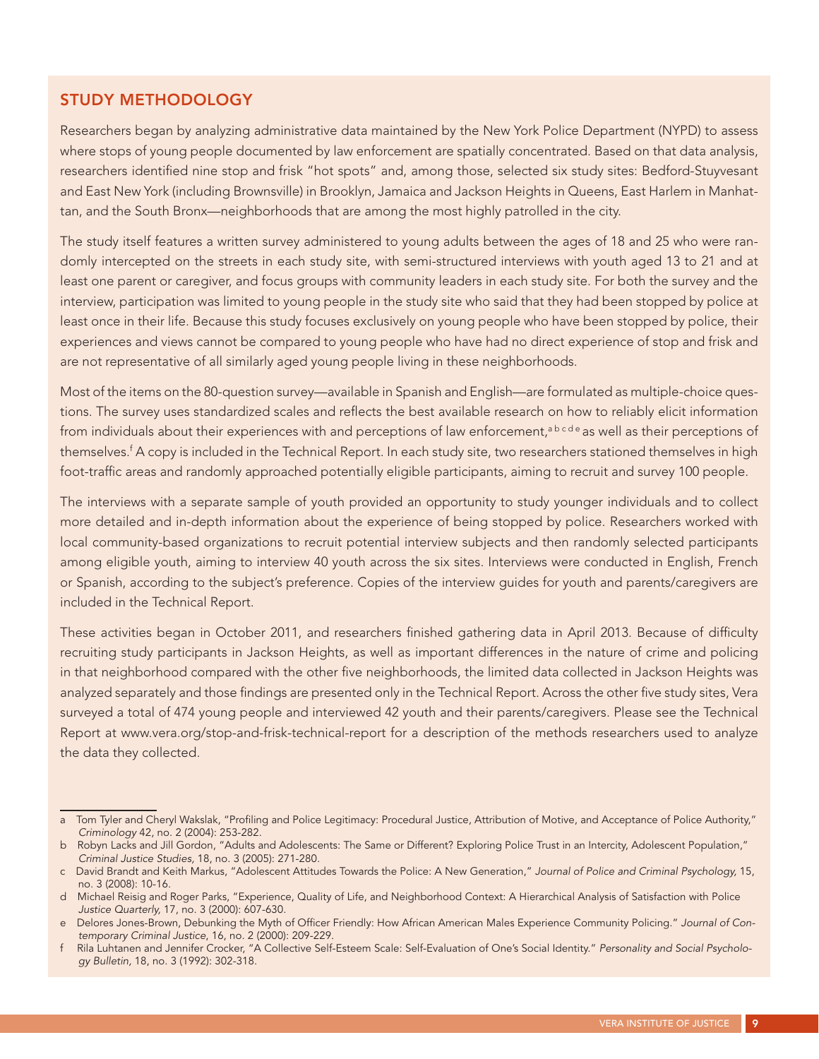## STUDY METHODOLOGY

Researchers began by analyzing administrative data maintained by the New York Police Department (NYPD) to assess where stops of young people documented by law enforcement are spatially concentrated. Based on that data analysis, researchers identified nine stop and frisk "hot spots" and, among those, selected six study sites: Bedford-Stuyvesant and East New York (including Brownsville) in Brooklyn, Jamaica and Jackson Heights in Queens, East Harlem in Manhattan, and the South Bronx—neighborhoods that are among the most highly patrolled in the city.

The study itself features a written survey administered to young adults between the ages of 18 and 25 who were randomly intercepted on the streets in each study site, with semi-structured interviews with youth aged 13 to 21 and at least one parent or caregiver, and focus groups with community leaders in each study site. For both the survey and the interview, participation was limited to young people in the study site who said that they had been stopped by police at least once in their life. Because this study focuses exclusively on young people who have been stopped by police, their experiences and views cannot be compared to young people who have had no direct experience of stop and frisk and are not representative of all similarly aged young people living in these neighborhoods.

Most of the items on the 80-question survey—available in Spanish and English—are formulated as multiple-choice questions. The survey uses standardized scales and reflects the best available research on how to reliably elicit information from individuals about their experiences with and perceptions of law enforcement,[a b c d e] as well as their perceptions of themselves.[f] A copy is included in the Technical Report. In each study site, two researchers stationed themselves in high foot-traffic areas and randomly approached potentially eligible participants, aiming to recruit and survey 100 people.

The interviews with a separate sample of youth provided an opportunity to study younger individuals and to collect more detailed and in-depth information about the experience of being stopped by police. Researchers worked with local community-based organizations to recruit potential interview subjects and then randomly selected participants among eligible youth, aiming to interview 40 youth across the six sites. Interviews were conducted in English, French or Spanish, according to the subject's preference. Copies of the interview guides for youth and parents/caregivers are included in the Technical Report.

These activities began in October 2011, and researchers finished gathering data in April 2013. Because of difficulty recruiting study participants in Jackson Heights, as well as important differences in the nature of crime and policing in that neighborhood compared with the other five neighborhoods, the limited data collected in Jackson Heights was analyzed separately and those findings are presented only in the Technical Report. Across the other five study sites, Vera surveyed a total of 474 young people and interviewed 42 youth and their parents/caregivers. Please see the Technical Report at www.vera.org/stop-and-frisk-technical-report for a description of the methods researchers used to analyze the data they collected.

---

a Tom Tyler and Cheryl Wakslak, "Profiling and Police Legitimacy: Procedural Justice, Attribution of Motive, and Acceptance of Police Authority," *Criminology* 42, no. 2 (2004): 253-282.

b Robyn Lacks and Jill Gordon, "Adults and Adolescents: The Same or Different? Exploring Police Trust in an Intercity, Adolescent Population," *Criminal Justice Studies*, 18, no. 3 (2005): 271-280.

c David Brandt and Keith Markus, "Adolescent Attitudes Towards the Police: A New Generation," *Journal of Police and Criminal Psychology*, 15, no. 3 (2008): 10-16.

d Michael Reisig and Roger Parks, "Experience, Quality of Life, and Neighborhood Context: A Hierarchical Analysis of Satisfaction with Police *Justice Quarterly*, 17, no. 3 (2000): 607-630.

e Delores Jones-Brown, Debunking the Myth of Officer Friendly: How African American Males Experience Community Policing." *Journal of Contemporary Criminal Justice*, 16, no. 2 (2000): 209-229.

f Rila Luhtanen and Jennifer Crocker, "A Collective Self-Esteem Scale: Self-Evaluation of One's Social Identity." *Personality and Social Psychology Bulletin*, 18, no. 3 (1992): 302-318.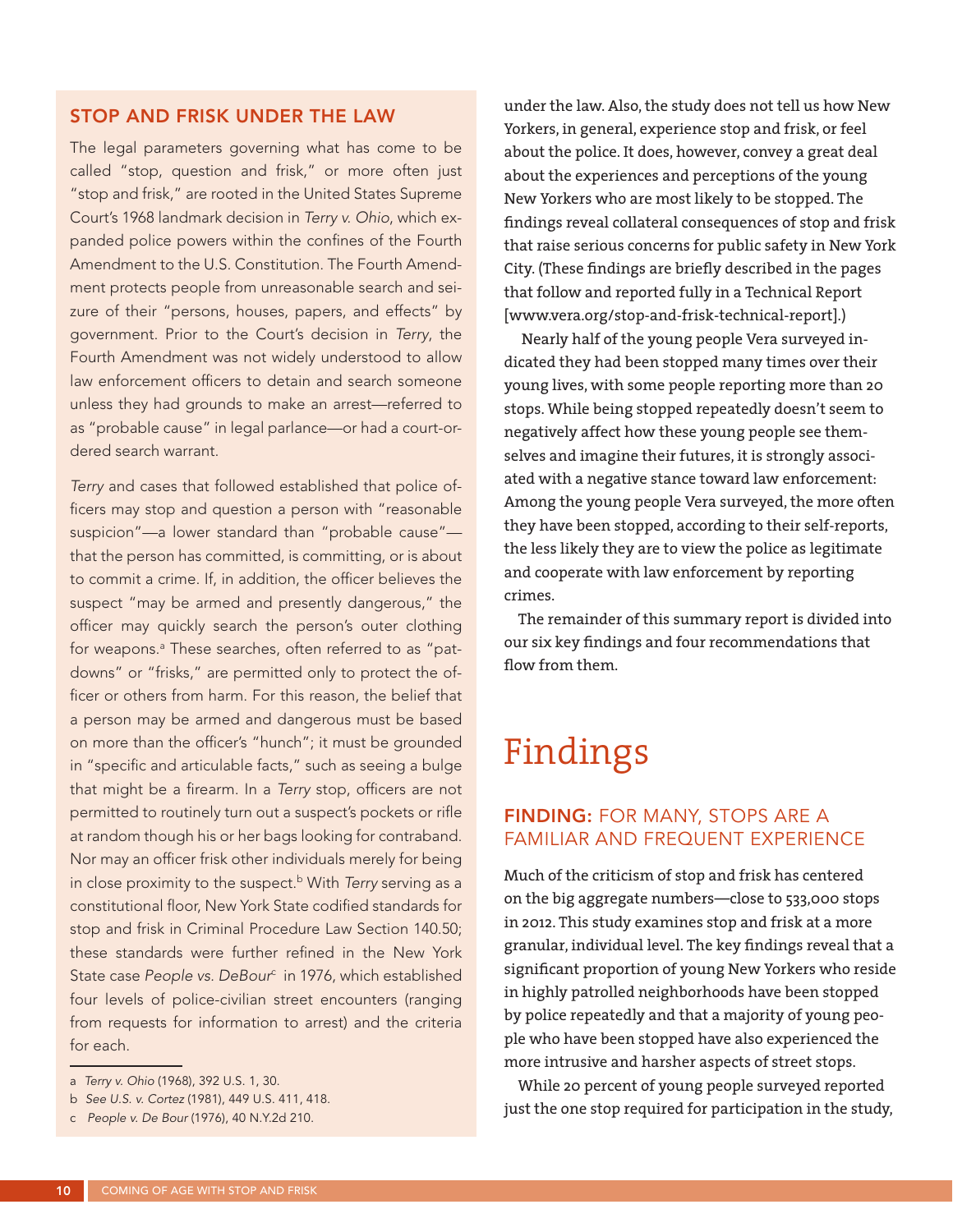## STOP AND FRISK UNDER THE LAW

The legal parameters governing what has come to be called "stop, question and frisk," or more often just "stop and frisk," are rooted in the United States Supreme Court's 1968 landmark decision in *Terry v. Ohio*, which expanded police powers within the confines of the Fourth Amendment to the U.S. Constitution. The Fourth Amendment protects people from unreasonable search and seizure of their "persons, houses, papers, and effects" by government. Prior to the Court's decision in *Terry*, the Fourth Amendment was not widely understood to allow law enforcement officers to detain and search someone unless they had grounds to make an arrest—referred to as "probable cause" in legal parlance—or had a court-ordered search warrant.

*Terry* and cases that followed established that police officers may stop and question a person with "reasonable suspicion"—a lower standard than "probable cause"—that the person has committed, is committing, or is about to commit a crime. If, in addition, the officer believes the suspect "may be armed and presently dangerous," the officer may quickly search the person's outer clothing for weapons.[a] These searches, often referred to as "pat-downs" or "frisks," are permitted only to protect the officer or others from harm. For this reason, the belief that a person may be armed and dangerous must be based on more than the officer's "hunch"; it must be grounded in "specific and articulable facts," such as seeing a bulge that might be a firearm. In a *Terry* stop, officers are not permitted to routinely turn out a suspect's pockets or rifle at random though his or her bags looking for contraband. Nor may an officer frisk other individuals merely for being in close proximity to the suspect.[b] With *Terry* serving as a constitutional floor, New York State codified standards for stop and frisk in Criminal Procedure Law Section 140.50; these standards were further refined in the New York State case *People vs. DeBour*[c] in 1976, which established four levels of police-civilian street encounters (ranging from requests for information to arrest) and the criteria for each.

a *Terry v. Ohio* (1968), 392 U.S. 1, 30.

b *See U.S. v. Cortez* (1981), 449 U.S. 411, 418.

c *People v. De Bour* (1976), 40 N.Y.2d 210.

under the law. Also, the study does not tell us how New Yorkers, in general, experience stop and frisk, or feel about the police. It does, however, convey a great deal about the experiences and perceptions of the young New Yorkers who are most likely to be stopped. The findings reveal collateral consequences of stop and frisk that raise serious concerns for public safety in New York City. (These findings are briefly described in the pages that follow and reported fully in a Technical Report [www.vera.org/stop-and-frisk-technical-report].)

Nearly half of the young people Vera surveyed indicated they had been stopped many times over their young lives, with some people reporting more than 20 stops. While being stopped repeatedly doesn't seem to negatively affect how these young people see themselves and imagine their futures, it is strongly associated with a negative stance toward law enforcement: Among the young people Vera surveyed, the more often they have been stopped, according to their self-reports, the less likely they are to view the police as legitimate and cooperate with law enforcement by reporting crimes.

The remainder of this summary report is divided into our six key findings and four recommendations that flow from them.

# Findings

## FINDING: FOR MANY, STOPS ARE A FAMILIAR AND FREQUENT EXPERIENCE

Much of the criticism of stop and frisk has centered on the big aggregate numbers—close to 533,000 stops in 2012. This study examines stop and frisk at a more granular, individual level. The key findings reveal that a significant proportion of young New Yorkers who reside in highly patrolled neighborhoods have been stopped by police repeatedly and that a majority of young people who have been stopped have also experienced the more intrusive and harsher aspects of street stops.

While 20 percent of young people surveyed reported just the one stop required for participation in the study,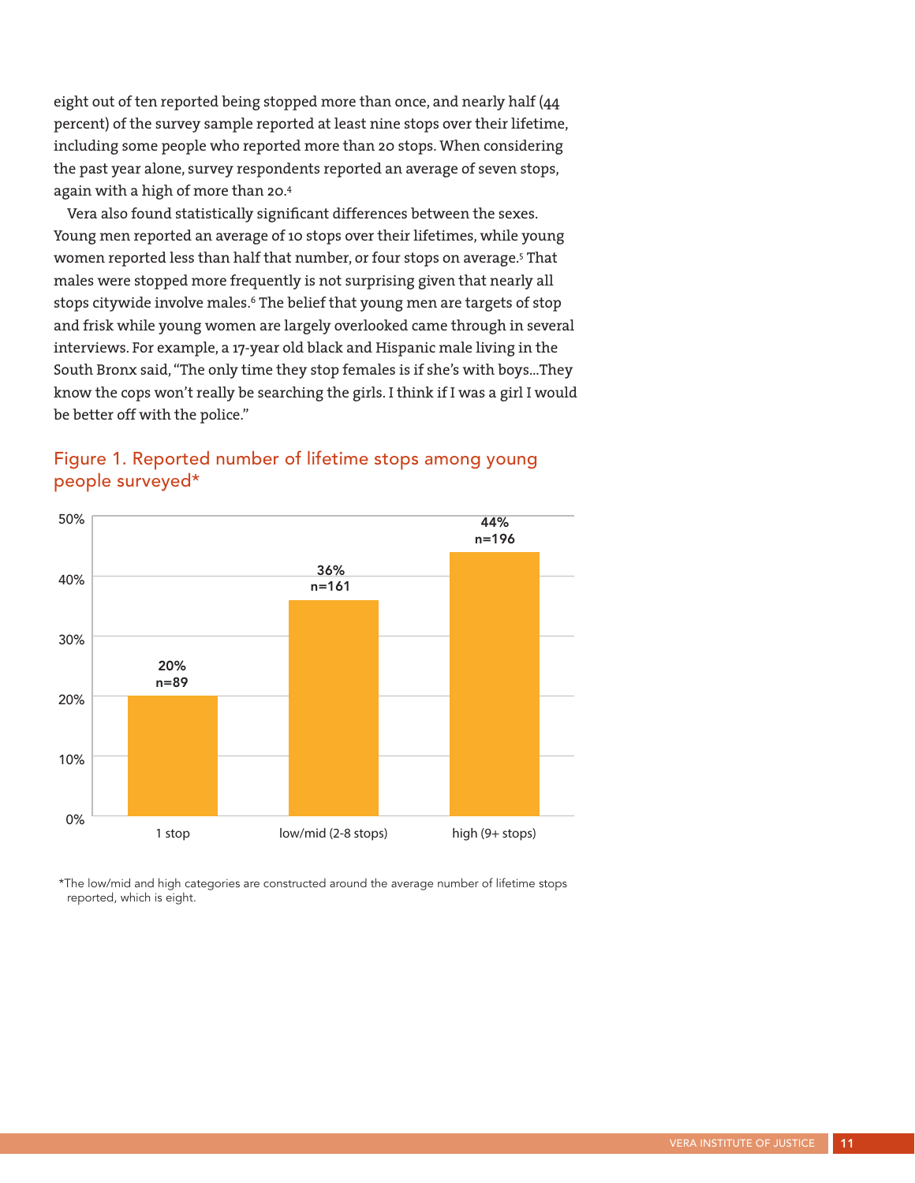eight out of ten reported being stopped more than once, and nearly half (44 percent) of the survey sample reported at least nine stops over their lifetime, including some people who reported more than 20 stops. When considering the past year alone, survey respondents reported an average of seven stops, again with a high of more than 20.[4]

Vera also found statistically significant differences between the sexes. Young men reported an average of 10 stops over their lifetimes, while young women reported less than half that number, or four stops on average.[5] That males were stopped more frequently is not surprising given that nearly all stops citywide involve males.[6] The belief that young men are targets of stop and frisk while young women are largely overlooked came through in several interviews. For example, a 17-year old black and Hispanic male living in the South Bronx said, "The only time they stop females is if she's with boys...They know the cops won't really be searching the girls. I think if I was a girl I would be better off with the police."

## Figure 1. Reported number of lifetime stops among young people surveyed*

| Lifetime stops | Percent | n |
|---|---|---|
| 1 stop | 20% | n=89 |
| low/mid (2-8 stops) | 36% | n=161 |
| high (9+ stops) | 44% | n=196 |

*The low/mid and high categories are constructed around the average number of lifetime stops reported, which is eight.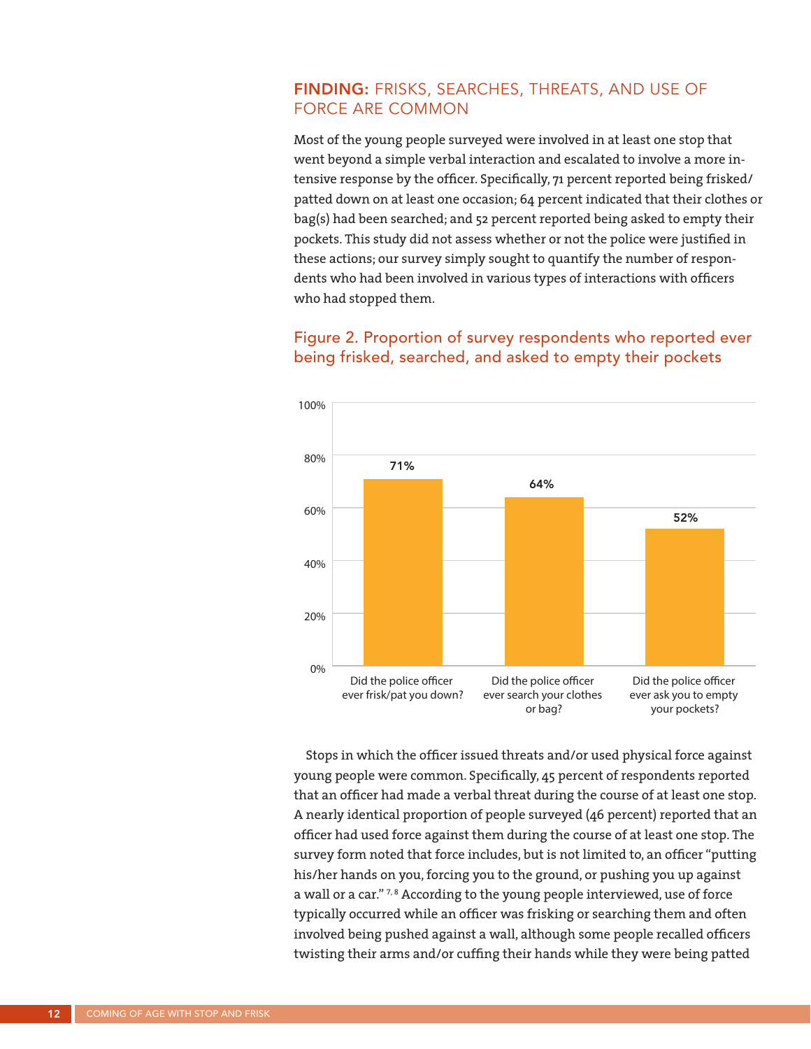## FINDING: FRISKS, SEARCHES, THREATS, AND USE OF FORCE ARE COMMON

Most of the young people surveyed were involved in at least one stop that went beyond a simple verbal interaction and escalated to involve a more intensive response by the officer. Specifically, 71 percent reported being frisked/patted down on at least one occasion; 64 percent indicated that their clothes or bag(s) had been searched; and 52 percent reported being asked to empty their pockets. This study did not assess whether or not the police were justified in these actions; our survey simply sought to quantify the number of respondents who had been involved in various types of interactions with officers who had stopped them.

### Figure 2. Proportion of survey respondents who reported ever being frisked, searched, and asked to empty their pockets

| Question | Percent |
|---|---|
| Did the police officer ever frisk/pat you down? | 71% |
| Did the police officer ever search your clothes or bag? | 64% |
| Did the police officer ever ask you to empty your pockets? | 52% |

Stops in which the officer issued threats and/or used physical force against young people were common. Specifically, 45 percent of respondents reported that an officer had made a verbal threat during the course of at least one stop. A nearly identical proportion of people surveyed (46 percent) reported that an officer had used force against them during the course of at least one stop. The survey form noted that force includes, but is not limited to, an officer "putting his/her hands on you, forcing you to the ground, or pushing you up against a wall or a car." [7, 8] According to the young people interviewed, use of force typically occurred while an officer was frisking or searching them and often involved being pushed against a wall, although some people recalled officers twisting their arms and/or cuffing their hands while they were being patted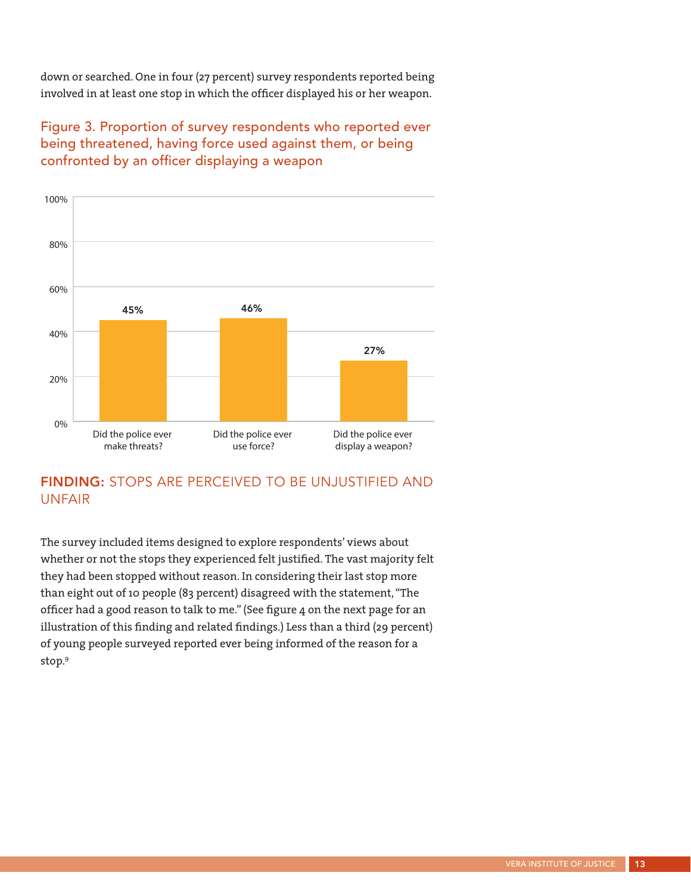down or searched. One in four (27 percent) survey respondents reported being involved in at least one stop in which the officer displayed his or her weapon.

Figure 3. Proportion of survey respondents who reported ever being threatened, having force used against them, or being confronted by an officer displaying a weapon

| | Did the police ever make threats? | Did the police ever use force? | Did the police ever display a weapon? |
|---|---|---|---|
| Percent | 45% | 46% | 27% |

## FINDING: STOPS ARE PERCEIVED TO BE UNJUSTIFIED AND UNFAIR

The survey included items designed to explore respondents' views about whether or not the stops they experienced felt justified. The vast majority felt they had been stopped without reason. In considering their last stop more than eight out of 10 people (83 percent) disagreed with the statement, "The officer had a good reason to talk to me." (See figure 4 on the next page for an illustration of this finding and related findings.) Less than a third (29 percent) of young people surveyed reported ever being informed of the reason for a stop.[9]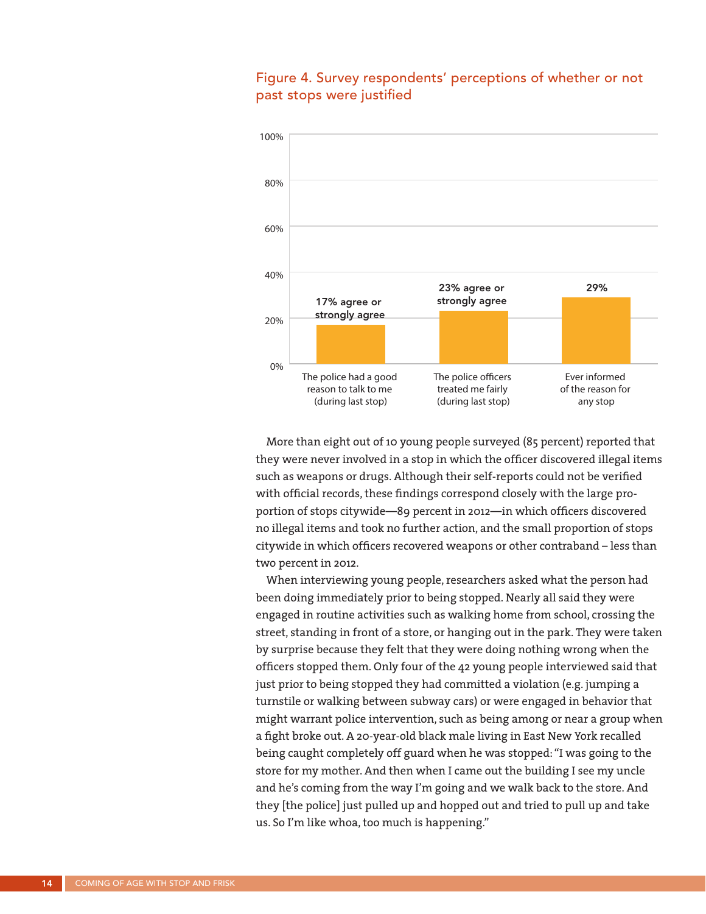Figure 4. Survey respondents' perceptions of whether or not past stops were justified

| | Percentage |
|---|---|
| The police had a good reason to talk to me (during last stop) | 17% agree or strongly agree |
| The police officers treated me fairly (during last stop) | 23% agree or strongly agree |
| Ever informed of the reason for any stop | 29% |

More than eight out of 10 young people surveyed (85 percent) reported that they were never involved in a stop in which the officer discovered illegal items such as weapons or drugs. Although their self-reports could not be verified with official records, these findings correspond closely with the large proportion of stops citywide—89 percent in 2012—in which officers discovered no illegal items and took no further action, and the small proportion of stops citywide in which officers recovered weapons or other contraband – less than two percent in 2012.

When interviewing young people, researchers asked what the person had been doing immediately prior to being stopped. Nearly all said they were engaged in routine activities such as walking home from school, crossing the street, standing in front of a store, or hanging out in the park. They were taken by surprise because they felt that they were doing nothing wrong when the officers stopped them. Only four of the 42 young people interviewed said that just prior to being stopped they had committed a violation (e.g. jumping a turnstile or walking between subway cars) or were engaged in behavior that might warrant police intervention, such as being among or near a group when a fight broke out. A 20-year-old black male living in East New York recalled being caught completely off guard when he was stopped: "I was going to the store for my mother. And then when I came out the building I see my uncle and he's coming from the way I'm going and we walk back to the store. And they [the police] just pulled up and hopped out and tried to pull up and take us. So I'm like whoa, too much is happening."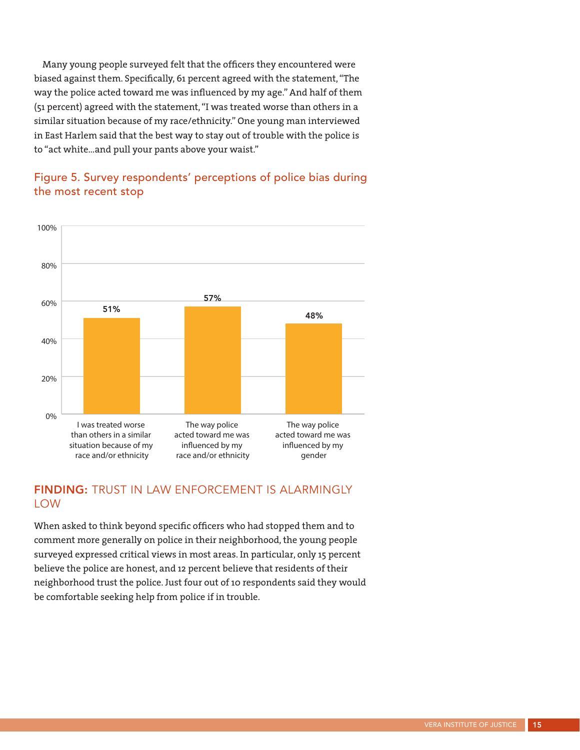Many young people surveyed felt that the officers they encountered were biased against them. Specifically, 61 percent agreed with the statement, "The way the police acted toward me was influenced by my age." And half of them (51 percent) agreed with the statement, "I was treated worse than others in a similar situation because of my race/ethnicity." One young man interviewed in East Harlem said that the best way to stay out of trouble with the police is to "act white...and pull your pants above your waist."

## Figure 5. Survey respondents' perceptions of police bias during the most recent stop

| Statement | Percent |
| --- | --- |
| I was treated worse than others in a similar situation because of my race and/or ethnicity | 51% |
| The way police acted toward me was influenced by my race and/or ethnicity | 57% |
| The way police acted toward me was influenced by my gender | 48% |

## FINDING: TRUST IN LAW ENFORCEMENT IS ALARMINGLY LOW

When asked to think beyond specific officers who had stopped them and to comment more generally on police in their neighborhood, the young people surveyed expressed critical views in most areas. In particular, only 15 percent believe the police are honest, and 12 percent believe that residents of their neighborhood trust the police. Just four out of 10 respondents said they would be comfortable seeking help from police if in trouble.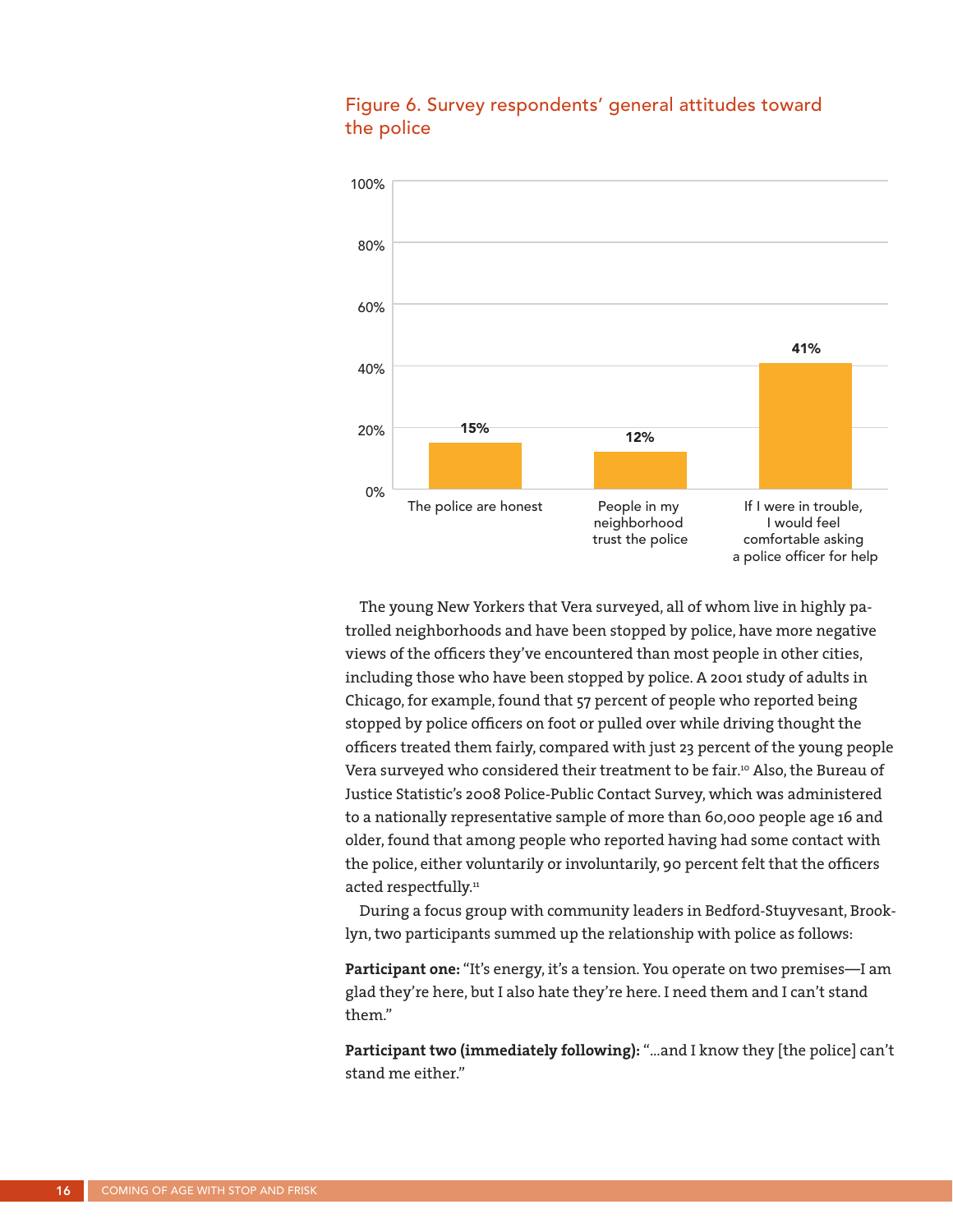### Figure 6. Survey respondents' general attitudes toward the police

| Statement | Percent |
| --- | --- |
| The police are honest | 15% |
| People in my neighborhood trust the police | 12% |
| If I were in trouble, I would feel comfortable asking a police officer for help | 41% |

The young New Yorkers that Vera surveyed, all of whom live in highly patrolled neighborhoods and have been stopped by police, have more negative views of the officers they've encountered than most people in other cities, including those who have been stopped by police. A 2001 study of adults in Chicago, for example, found that 57 percent of people who reported being stopped by police officers on foot or pulled over while driving thought the officers treated them fairly, compared with just 23 percent of the young people Vera surveyed who considered their treatment to be fair.[10] Also, the Bureau of Justice Statistic's 2008 Police-Public Contact Survey, which was administered to a nationally representative sample of more than 60,000 people age 16 and older, found that among people who reported having had some contact with the police, either voluntarily or involuntarily, 90 percent felt that the officers acted respectfully.[11]

During a focus group with community leaders in Bedford-Stuyvesant, Brooklyn, two participants summed up the relationship with police as follows:

**Participant one:** "It's energy, it's a tension. You operate on two premises—I am glad they're here, but I also hate they're here. I need them and I can't stand them."

**Participant two (immediately following):** "...and I know they [the police] can't stand me either."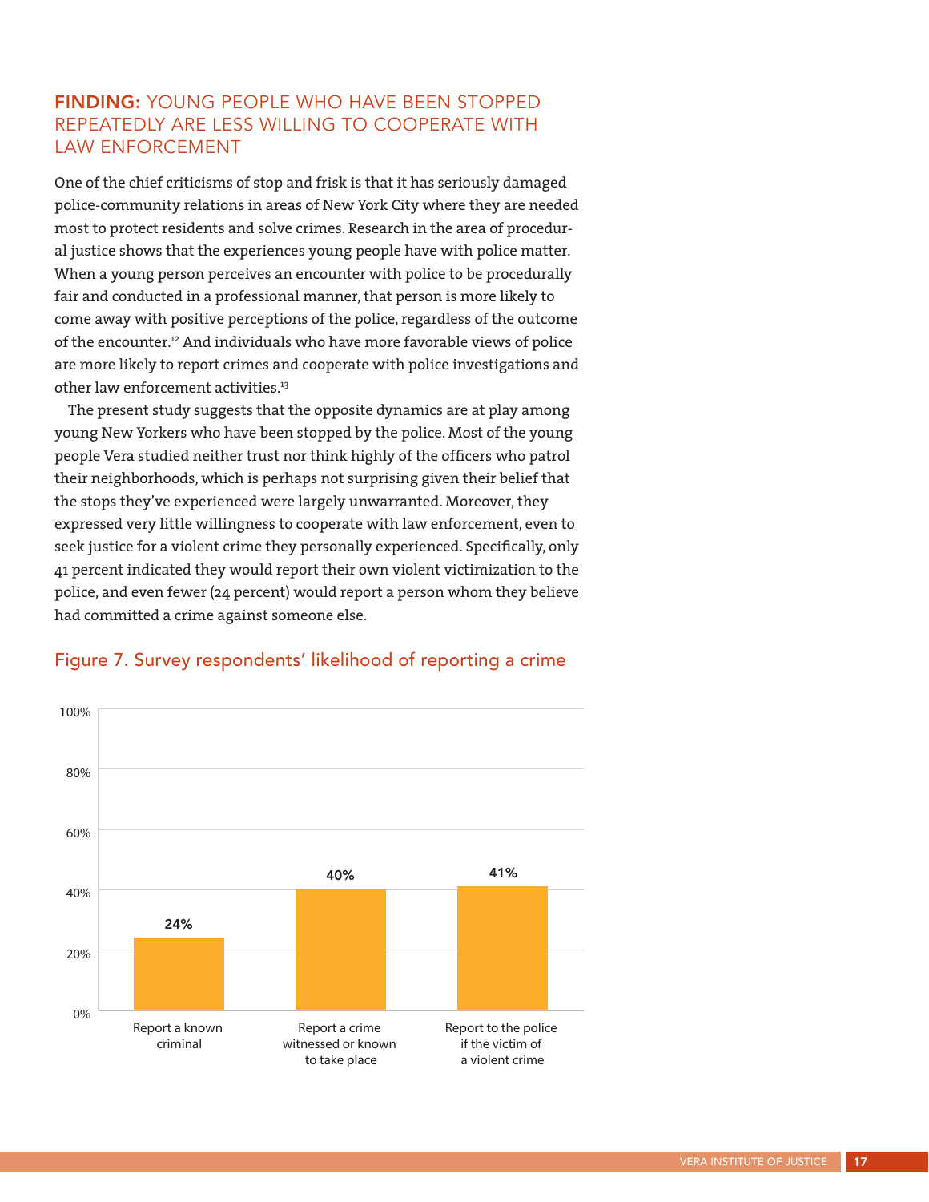## **FINDING:** YOUNG PEOPLE WHO HAVE BEEN STOPPED REPEATEDLY ARE LESS WILLING TO COOPERATE WITH LAW ENFORCEMENT

One of the chief criticisms of stop and frisk is that it has seriously damaged police-community relations in areas of New York City where they are needed most to protect residents and solve crimes. Research in the area of procedural justice shows that the experiences young people have with police matter. When a young person perceives an encounter with police to be procedurally fair and conducted in a professional manner, that person is more likely to come away with positive perceptions of the police, regardless of the outcome of the encounter.[12] And individuals who have more favorable views of police are more likely to report crimes and cooperate with police investigations and other law enforcement activities.[13]

The present study suggests that the opposite dynamics are at play among young New Yorkers who have been stopped by the police. Most of the young people Vera studied neither trust nor think highly of the officers who patrol their neighborhoods, which is perhaps not surprising given their belief that the stops they've experienced were largely unwarranted. Moreover, they expressed very little willingness to cooperate with law enforcement, even to seek justice for a violent crime they personally experienced. Specifically, only 41 percent indicated they would report their own violent victimization to the police, and even fewer (24 percent) would report a person whom they believe had committed a crime against someone else.

Figure 7. Survey respondents' likelihood of reporting a crime

| | Percent |
|---|---|
| Report a known criminal | 24% |
| Report a crime witnessed or known to take place | 40% |
| Report to the police if the victim of a violent crime | 41% |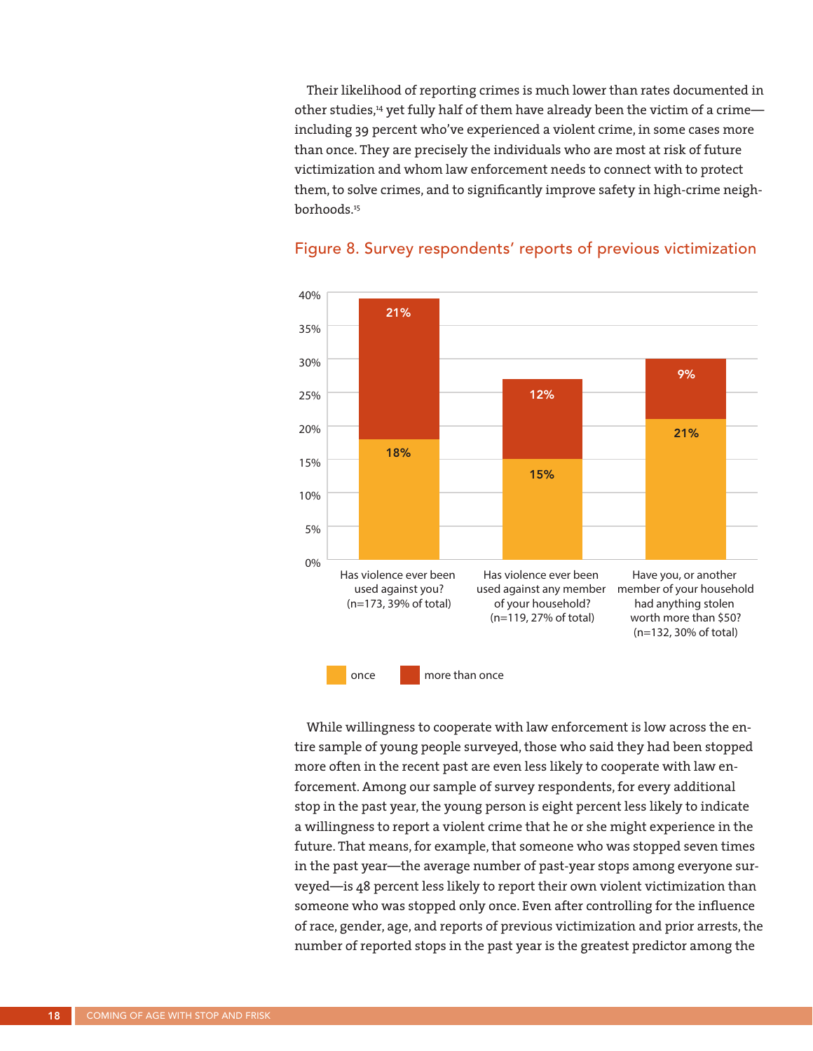Their likelihood of reporting crimes is much lower than rates documented in other studies,[14] yet fully half of them have already been the victim of a crime—including 39 percent who've experienced a violent crime, in some cases more than once. They are precisely the individuals who are most at risk of future victimization and whom law enforcement needs to connect with to protect them, to solve crimes, and to significantly improve safety in high-crime neighborhoods.[15]

## Figure 8. Survey respondents' reports of previous victimization

| | Once | More than once |
|---|---|---|
| Has violence ever been used against you? (n=173, 39% of total) | 18% | 21% |
| Has violence ever been used against any member of your household? (n=119, 27% of total) | 15% | 12% |
| Have you, or another member of your household had anything stolen worth more than $50? (n=132, 30% of total) | 21% | 9% |

While willingness to cooperate with law enforcement is low across the entire sample of young people surveyed, those who said they had been stopped more often in the recent past are even less likely to cooperate with law enforcement. Among our sample of survey respondents, for every additional stop in the past year, the young person is eight percent less likely to indicate a willingness to report a violent crime that he or she might experience in the future. That means, for example, that someone who was stopped seven times in the past year—the average number of past-year stops among everyone surveyed—is 48 percent less likely to report their own violent victimization than someone who was stopped only once. Even after controlling for the influence of race, gender, age, and reports of previous victimization and prior arrests, the number of reported stops in the past year is the greatest predictor among the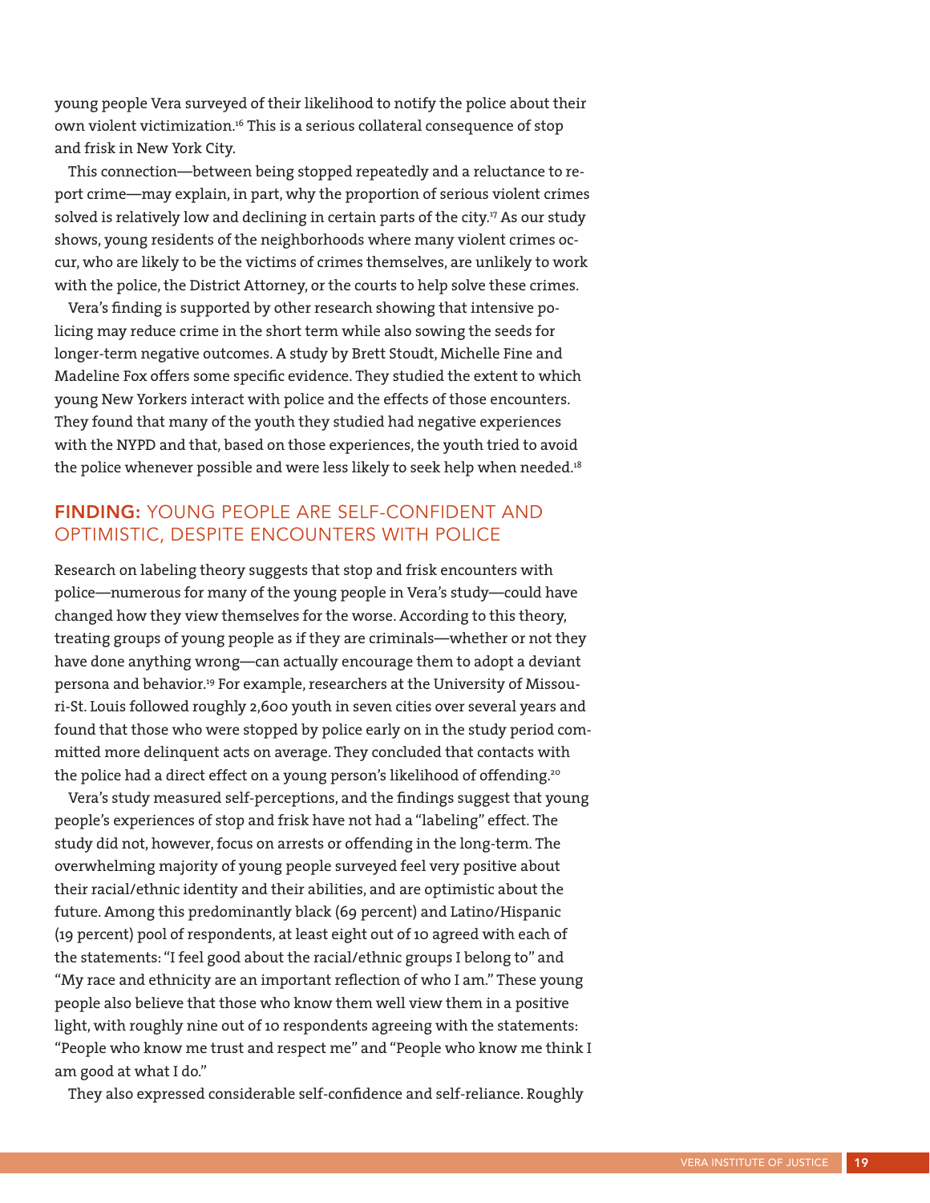young people Vera surveyed of their likelihood to notify the police about their own violent victimization.[16] This is a serious collateral consequence of stop and frisk in New York City.

This connection—between being stopped repeatedly and a reluctance to report crime—may explain, in part, why the proportion of serious violent crimes solved is relatively low and declining in certain parts of the city.[17] As our study shows, young residents of the neighborhoods where many violent crimes occur, who are likely to be the victims of crimes themselves, are unlikely to work with the police, the District Attorney, or the courts to help solve these crimes.

Vera's finding is supported by other research showing that intensive policing may reduce crime in the short term while also sowing the seeds for longer-term negative outcomes. A study by Brett Stoudt, Michelle Fine and Madeline Fox offers some specific evidence. They studied the extent to which young New Yorkers interact with police and the effects of those encounters. They found that many of the youth they studied had negative experiences with the NYPD and that, based on those experiences, the youth tried to avoid the police whenever possible and were less likely to seek help when needed.[18]

## FINDING: YOUNG PEOPLE ARE SELF-CONFIDENT AND OPTIMISTIC, DESPITE ENCOUNTERS WITH POLICE

Research on labeling theory suggests that stop and frisk encounters with police—numerous for many of the young people in Vera's study—could have changed how they view themselves for the worse. According to this theory, treating groups of young people as if they are criminals—whether or not they have done anything wrong—can actually encourage them to adopt a deviant persona and behavior.[19] For example, researchers at the University of Missouri-St. Louis followed roughly 2,600 youth in seven cities over several years and found that those who were stopped by police early on in the study period committed more delinquent acts on average. They concluded that contacts with the police had a direct effect on a young person's likelihood of offending.[20]

Vera's study measured self-perceptions, and the findings suggest that young people's experiences of stop and frisk have not had a "labeling" effect. The study did not, however, focus on arrests or offending in the long-term. The overwhelming majority of young people surveyed feel very positive about their racial/ethnic identity and their abilities, and are optimistic about the future. Among this predominantly black (69 percent) and Latino/Hispanic (19 percent) pool of respondents, at least eight out of 10 agreed with each of the statements: "I feel good about the racial/ethnic groups I belong to" and "My race and ethnicity are an important reflection of who I am." These young people also believe that those who know them well view them in a positive light, with roughly nine out of 10 respondents agreeing with the statements: "People who know me trust and respect me" and "People who know me think I am good at what I do."

They also expressed considerable self-confidence and self-reliance. Roughly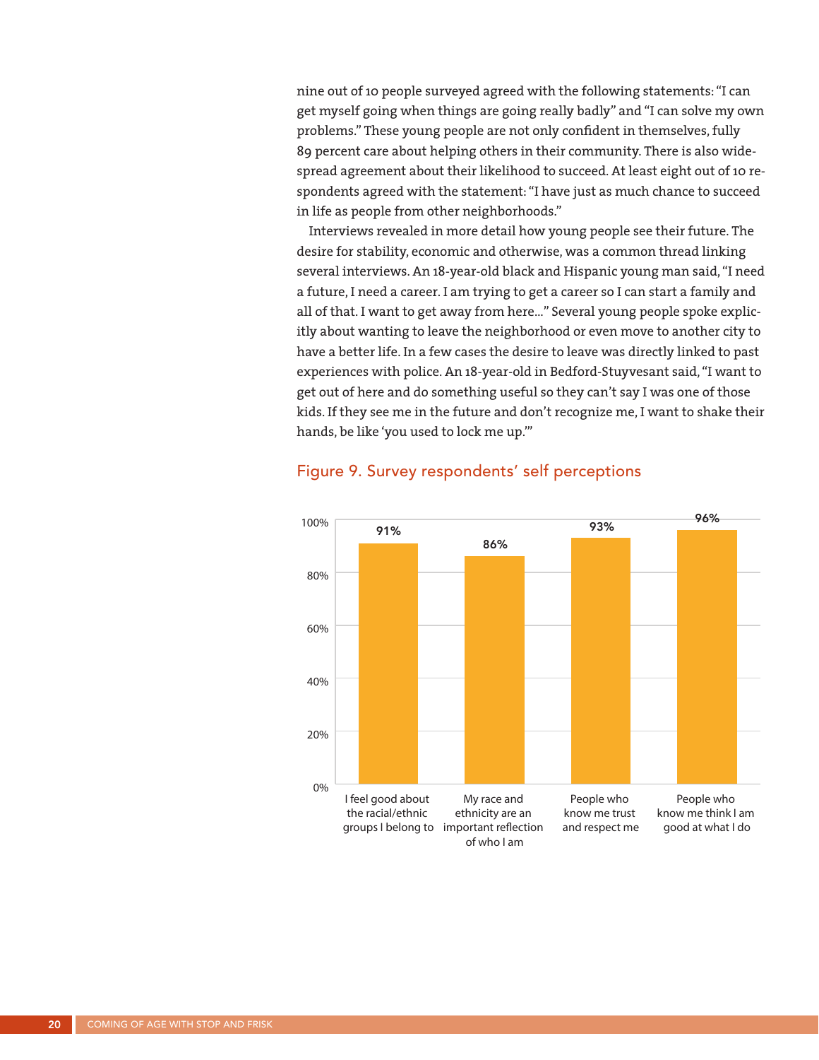nine out of 10 people surveyed agreed with the following statements: "I can get myself going when things are going really badly" and "I can solve my own problems." These young people are not only confident in themselves, fully 89 percent care about helping others in their community. There is also widespread agreement about their likelihood to succeed. At least eight out of 10 respondents agreed with the statement: "I have just as much chance to succeed in life as people from other neighborhoods."

Interviews revealed in more detail how young people see their future. The desire for stability, economic and otherwise, was a common thread linking several interviews. An 18-year-old black and Hispanic young man said, "I need a future, I need a career. I am trying to get a career so I can start a family and all of that. I want to get away from here…" Several young people spoke explicitly about wanting to leave the neighborhood or even move to another city to have a better life. In a few cases the desire to leave was directly linked to past experiences with police. An 18-year-old in Bedford-Stuyvesant said, "I want to get out of here and do something useful so they can't say I was one of those kids. If they see me in the future and don't recognize me, I want to shake their hands, be like 'you used to lock me up.'"

## Figure 9. Survey respondents' self perceptions

| Statement | Percent |
| --- | --- |
| I feel good about the racial/ethnic groups I belong to | 91% |
| My race and ethnicity are an important reflection of who I am | 86% |
| People who know me trust and respect me | 93% |
| People who know me think I am good at what I do | 96% |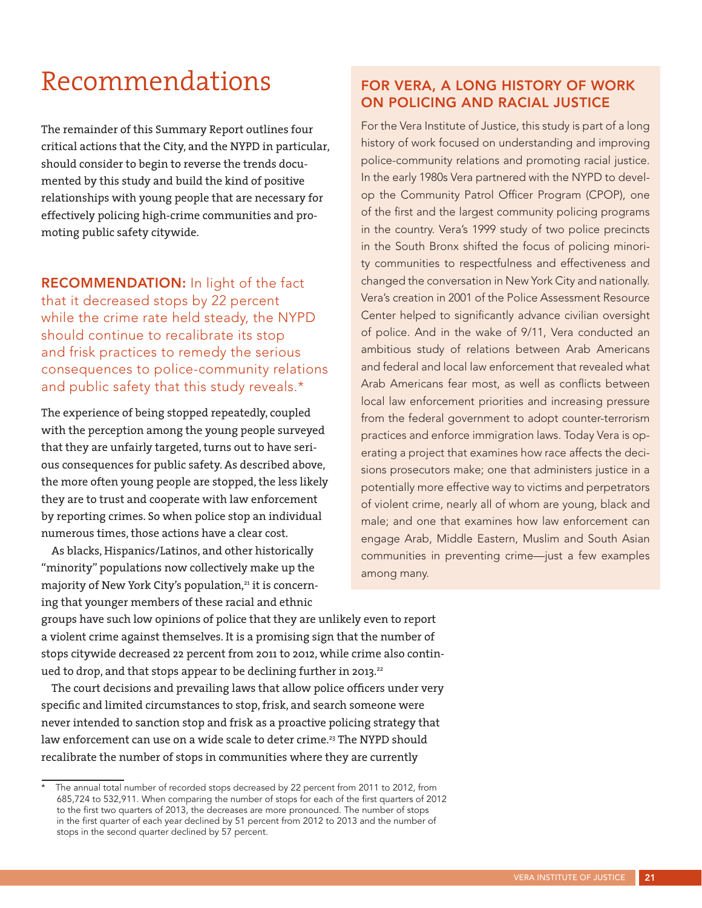# Recommendations

The remainder of this Summary Report outlines four critical actions that the City, and the NYPD in particular, should consider to begin to reverse the trends documented by this study and build the kind of positive relationships with young people that are necessary for effectively policing high-crime communities and promoting public safety citywide.

**RECOMMENDATION:** In light of the fact that it decreased stops by 22 percent while the crime rate held steady, the NYPD should continue to recalibrate its stop and frisk practices to remedy the serious consequences to police-community relations and public safety that this study reveals.*

The experience of being stopped repeatedly, coupled with the perception among the young people surveyed that they are unfairly targeted, turns out to have serious consequences for public safety. As described above, the more often young people are stopped, the less likely they are to trust and cooperate with law enforcement by reporting crimes. So when police stop an individual numerous times, those actions have a clear cost.

As blacks, Hispanics/Latinos, and other historically "minority" populations now collectively make up the majority of New York City's population,[21] it is concerning that younger members of these racial and ethnic groups have such low opinions of police that they are unlikely even to report a violent crime against themselves. It is a promising sign that the number of stops citywide decreased 22 percent from 2011 to 2012, while crime also continued to drop, and that stops appear to be declining further in 2013.[22]

The court decisions and prevailing laws that allow police officers under very specific and limited circumstances to stop, frisk, and search someone were never intended to sanction stop and frisk as a proactive policing strategy that law enforcement can use on a wide scale to deter crime.[23] The NYPD should recalibrate the number of stops in communities where they are currently

## FOR VERA, A LONG HISTORY OF WORK ON POLICING AND RACIAL JUSTICE

For the Vera Institute of Justice, this study is part of a long history of work focused on understanding and improving police-community relations and promoting racial justice. In the early 1980s Vera partnered with the NYPD to develop the Community Patrol Officer Program (CPOP), one of the first and the largest community policing programs in the country. Vera's 1999 study of two police precincts in the South Bronx shifted the focus of policing minority communities to respectfulness and effectiveness and changed the conversation in New York City and nationally. Vera's creation in 2001 of the Police Assessment Resource Center helped to significantly advance civilian oversight of police. And in the wake of 9/11, Vera conducted an ambitious study of relations between Arab Americans and federal and local law enforcement that revealed what Arab Americans fear most, as well as conflicts between local law enforcement priorities and increasing pressure from the federal government to adopt counter-terrorism practices and enforce immigration laws. Today Vera is operating a project that examines how race affects the decisions prosecutors make; one that administers justice in a potentially more effective way to victims and perpetrators of violent crime, nearly all of whom are young, black and male; and one that examines how law enforcement can engage Arab, Middle Eastern, Muslim and South Asian communities in preventing crime—just a few examples among many.

---

\* The annual total number of recorded stops decreased by 22 percent from 2011 to 2012, from 685,724 to 532,911. When comparing the number of stops for each of the first quarters of 2012 to the first two quarters of 2013, the decreases are more pronounced. The number of stops in the first quarter of each year declined by 51 percent from 2012 to 2013 and the number of stops in the second quarter declined by 57 percent.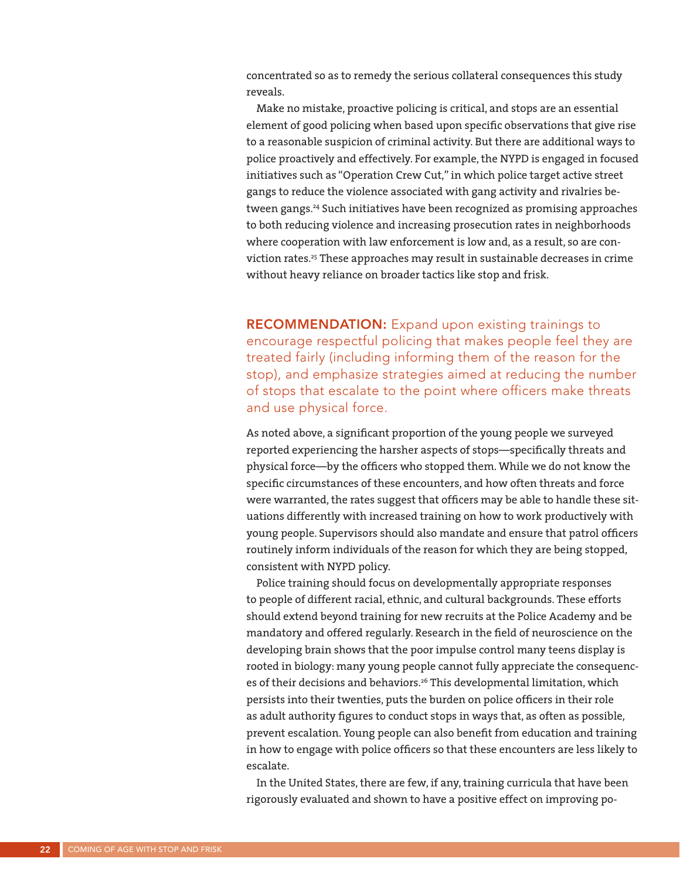concentrated so as to remedy the serious collateral consequences this study reveals.

Make no mistake, proactive policing is critical, and stops are an essential element of good policing when based upon specific observations that give rise to a reasonable suspicion of criminal activity. But there are additional ways to police proactively and effectively. For example, the NYPD is engaged in focused initiatives such as "Operation Crew Cut," in which police target active street gangs to reduce the violence associated with gang activity and rivalries between gangs.[24] Such initiatives have been recognized as promising approaches to both reducing violence and increasing prosecution rates in neighborhoods where cooperation with law enforcement is low and, as a result, so are conviction rates.[25] These approaches may result in sustainable decreases in crime without heavy reliance on broader tactics like stop and frisk.

**RECOMMENDATION:** Expand upon existing trainings to encourage respectful policing that makes people feel they are treated fairly (including informing them of the reason for the stop), and emphasize strategies aimed at reducing the number of stops that escalate to the point where officers make threats and use physical force.

As noted above, a significant proportion of the young people we surveyed reported experiencing the harsher aspects of stops—specifically threats and physical force—by the officers who stopped them. While we do not know the specific circumstances of these encounters, and how often threats and force were warranted, the rates suggest that officers may be able to handle these situations differently with increased training on how to work productively with young people. Supervisors should also mandate and ensure that patrol officers routinely inform individuals of the reason for which they are being stopped, consistent with NYPD policy.

Police training should focus on developmentally appropriate responses to people of different racial, ethnic, and cultural backgrounds. These efforts should extend beyond training for new recruits at the Police Academy and be mandatory and offered regularly. Research in the field of neuroscience on the developing brain shows that the poor impulse control many teens display is rooted in biology: many young people cannot fully appreciate the consequences of their decisions and behaviors.[26] This developmental limitation, which persists into their twenties, puts the burden on police officers in their role as adult authority figures to conduct stops in ways that, as often as possible, prevent escalation. Young people can also benefit from education and training in how to engage with police officers so that these encounters are less likely to escalate.

In the United States, there are few, if any, training curricula that have been rigorously evaluated and shown to have a positive effect on improving po-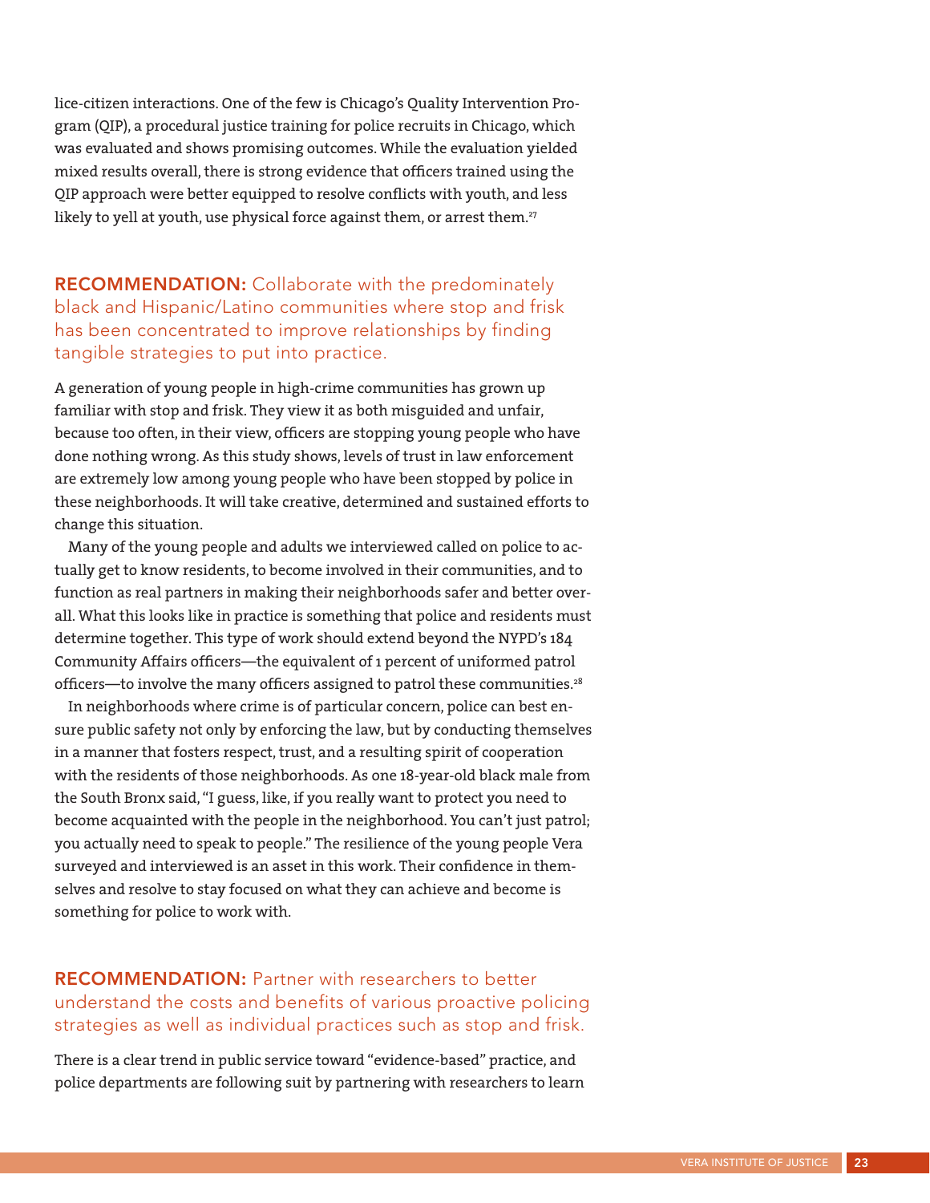lice-citizen interactions. One of the few is Chicago's Quality Intervention Program (QIP), a procedural justice training for police recruits in Chicago, which was evaluated and shows promising outcomes. While the evaluation yielded mixed results overall, there is strong evidence that officers trained using the QIP approach were better equipped to resolve conflicts with youth, and less likely to yell at youth, use physical force against them, or arrest them.[27]

### **RECOMMENDATION:** Collaborate with the predominately black and Hispanic/Latino communities where stop and frisk has been concentrated to improve relationships by finding tangible strategies to put into practice.

A generation of young people in high-crime communities has grown up familiar with stop and frisk. They view it as both misguided and unfair, because too often, in their view, officers are stopping young people who have done nothing wrong. As this study shows, levels of trust in law enforcement are extremely low among young people who have been stopped by police in these neighborhoods. It will take creative, determined and sustained efforts to change this situation.

Many of the young people and adults we interviewed called on police to actually get to know residents, to become involved in their communities, and to function as real partners in making their neighborhoods safer and better overall. What this looks like in practice is something that police and residents must determine together. This type of work should extend beyond the NYPD's 184 Community Affairs officers—the equivalent of 1 percent of uniformed patrol officers—to involve the many officers assigned to patrol these communities.[28]

In neighborhoods where crime is of particular concern, police can best ensure public safety not only by enforcing the law, but by conducting themselves in a manner that fosters respect, trust, and a resulting spirit of cooperation with the residents of those neighborhoods. As one 18-year-old black male from the South Bronx said, "I guess, like, if you really want to protect you need to become acquainted with the people in the neighborhood. You can't just patrol; you actually need to speak to people." The resilience of the young people Vera surveyed and interviewed is an asset in this work. Their confidence in themselves and resolve to stay focused on what they can achieve and become is something for police to work with.

### **RECOMMENDATION:** Partner with researchers to better understand the costs and benefits of various proactive policing strategies as well as individual practices such as stop and frisk.

There is a clear trend in public service toward "evidence-based" practice, and police departments are following suit by partnering with researchers to learn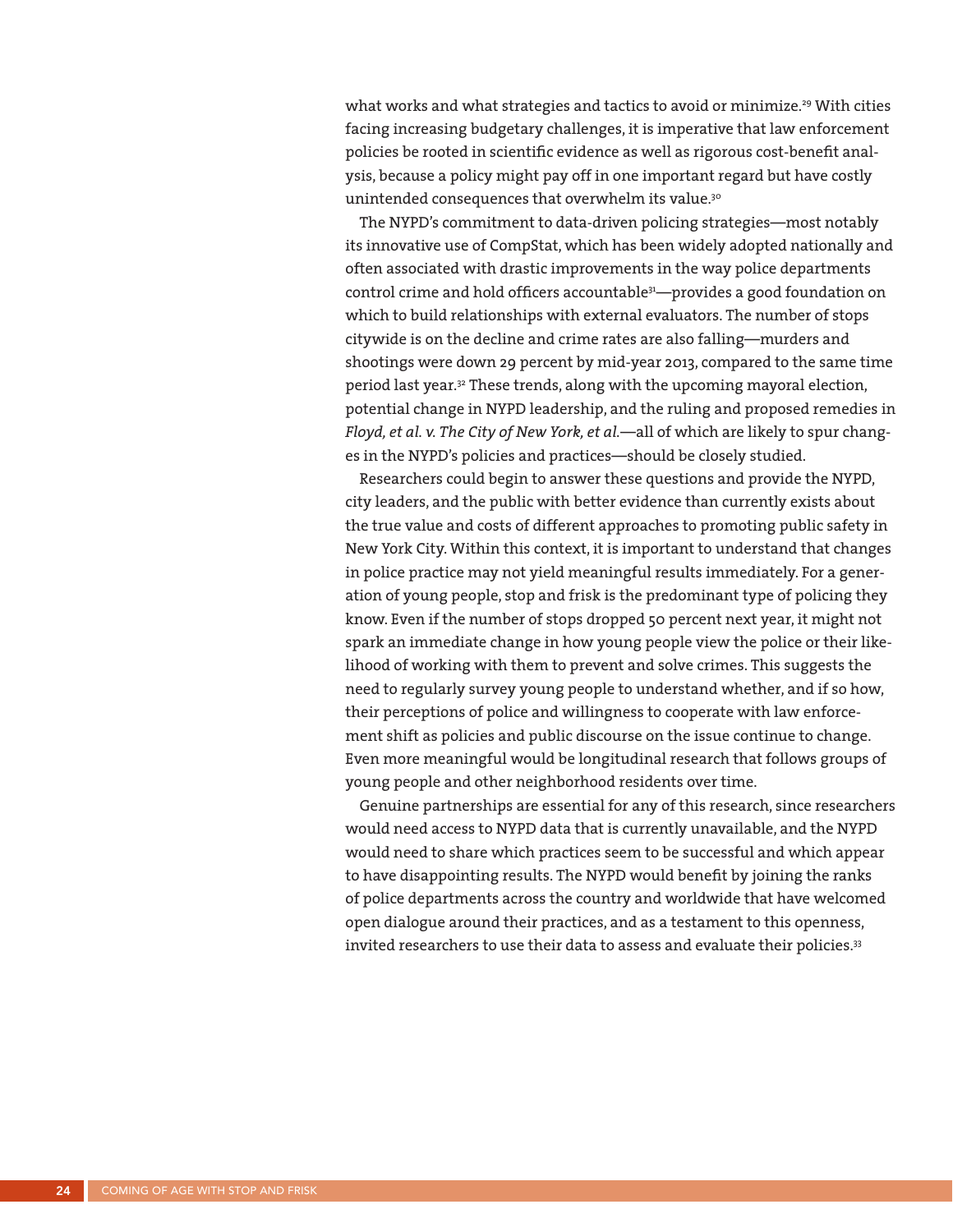what works and what strategies and tactics to avoid or minimize.[29] With cities facing increasing budgetary challenges, it is imperative that law enforcement policies be rooted in scientific evidence as well as rigorous cost-benefit analysis, because a policy might pay off in one important regard but have costly unintended consequences that overwhelm its value.[30]

The NYPD's commitment to data-driven policing strategies—most notably its innovative use of CompStat, which has been widely adopted nationally and often associated with drastic improvements in the way police departments control crime and hold officers accountable[31]—provides a good foundation on which to build relationships with external evaluators. The number of stops citywide is on the decline and crime rates are also falling—murders and shootings were down 29 percent by mid-year 2013, compared to the same time period last year.[32] These trends, along with the upcoming mayoral election, potential change in NYPD leadership, and the ruling and proposed remedies in *Floyd, et al. v. The City of New York, et al.*—all of which are likely to spur changes in the NYPD's policies and practices—should be closely studied.

Researchers could begin to answer these questions and provide the NYPD, city leaders, and the public with better evidence than currently exists about the true value and costs of different approaches to promoting public safety in New York City. Within this context, it is important to understand that changes in police practice may not yield meaningful results immediately. For a generation of young people, stop and frisk is the predominant type of policing they know. Even if the number of stops dropped 50 percent next year, it might not spark an immediate change in how young people view the police or their likelihood of working with them to prevent and solve crimes. This suggests the need to regularly survey young people to understand whether, and if so how, their perceptions of police and willingness to cooperate with law enforcement shift as policies and public discourse on the issue continue to change. Even more meaningful would be longitudinal research that follows groups of young people and other neighborhood residents over time.

Genuine partnerships are essential for any of this research, since researchers would need access to NYPD data that is currently unavailable, and the NYPD would need to share which practices seem to be successful and which appear to have disappointing results. The NYPD would benefit by joining the ranks of police departments across the country and worldwide that have welcomed open dialogue around their practices, and as a testament to this openness, invited researchers to use their data to assess and evaluate their policies.[33]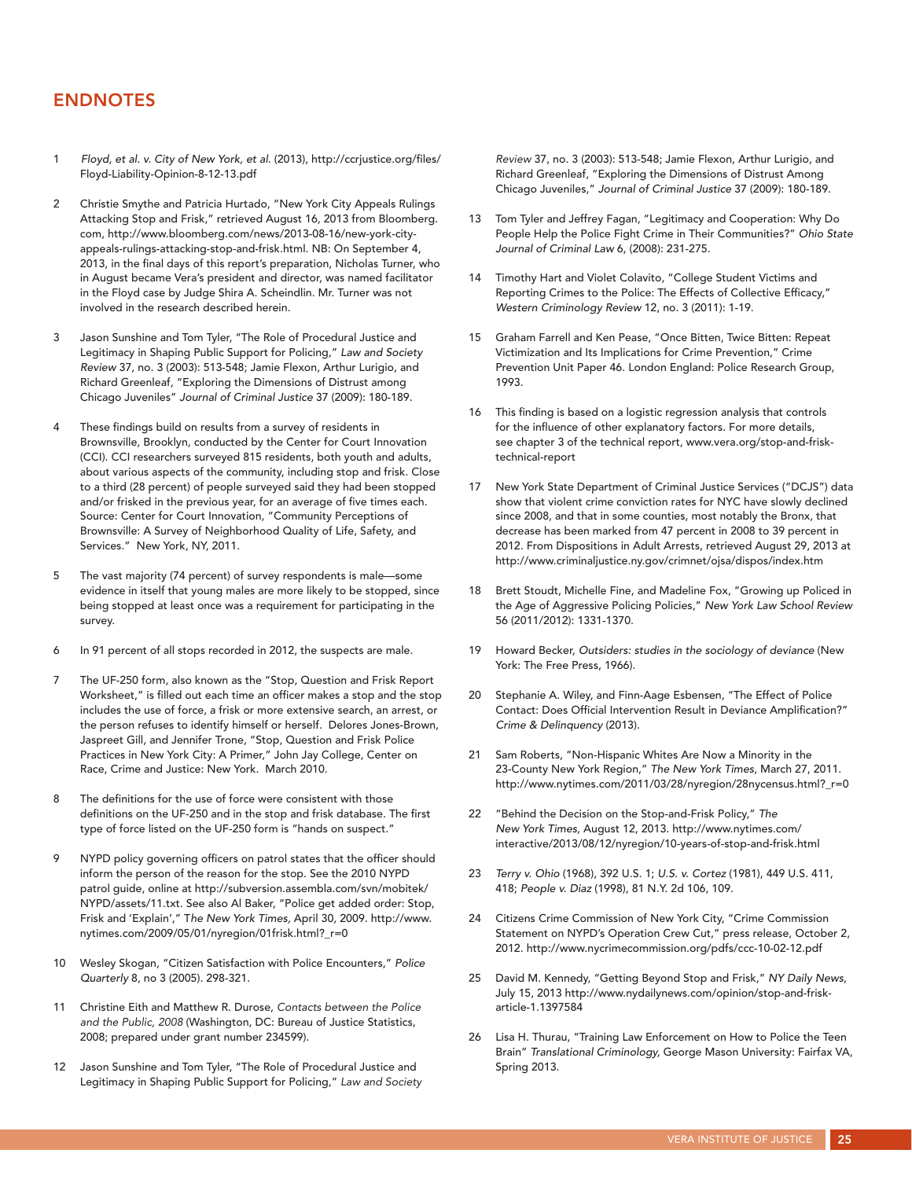## ENDNOTES

1. *Floyd, et al. v. City of New York, et al.* (2013), http://ccrjustice.org/files/Floyd-Liability-Opinion-8-12-13.pdf

2. Christie Smythe and Patricia Hurtado, "New York City Appeals Rulings Attacking Stop and Frisk," retrieved August 16, 2013 from Bloomberg.com, http://www.bloomberg.com/news/2013-08-16/new-york-city-appeals-rulings-attacking-stop-and-frisk.html. NB: On September 4, 2013, in the final days of this report's preparation, Nicholas Turner, who in August became Vera's president and director, was named facilitator in the Floyd case by Judge Shira A. Scheindlin. Mr. Turner was not involved in the research described herein.

3. Jason Sunshine and Tom Tyler, "The Role of Procedural Justice and Legitimacy in Shaping Public Support for Policing," *Law and Society Review* 37, no. 3 (2003): 513-548; Jamie Flexon, Arthur Lurigio, and Richard Greenleaf, "Exploring the Dimensions of Distrust among Chicago Juveniles" *Journal of Criminal Justice* 37 (2009): 180-189.

4. These findings build on results from a survey of residents in Brownsville, Brooklyn, conducted by the Center for Court Innovation (CCI). CCI researchers surveyed 815 residents, both youth and adults, about various aspects of the community, including stop and frisk. Close to a third (28 percent) of people surveyed said they had been stopped and/or frisked in the previous year, for an average of five times each. Source: Center for Court Innovation, "Community Perceptions of Brownsville: A Survey of Neighborhood Quality of Life, Safety, and Services." New York, NY, 2011.

5. The vast majority (74 percent) of survey respondents is male—some evidence in itself that young males are more likely to be stopped, since being stopped at least once was a requirement for participating in the survey.

6. In 91 percent of all stops recorded in 2012, the suspects are male.

7. The UF-250 form, also known as the "Stop, Question and Frisk Report Worksheet," is filled out each time an officer makes a stop and the stop includes the use of force, a frisk or more extensive search, an arrest, or the person refuses to identify himself or herself. Delores Jones-Brown, Jaspreet Gill, and Jennifer Trone, "Stop, Question and Frisk Police Practices in New York City: A Primer," John Jay College, Center on Race, Crime and Justice: New York. March 2010.

8. The definitions for the use of force were consistent with those definitions on the UF-250 and in the stop and frisk database. The first type of force listed on the UF-250 form is "hands on suspect."

9. NYPD policy governing officers on patrol states that the officer should inform the person of the reason for the stop. See the 2010 NYPD patrol guide, online at http://subversion.assembla.com/svn/mobitek/NYPD/assets/11.txt. See also Al Baker, "Police get added order: Stop, Frisk and 'Explain'," *The New York Times,* April 30, 2009. http://www.nytimes.com/2009/05/01/nyregion/01frisk.html?_r=0

10. Wesley Skogan, "Citizen Satisfaction with Police Encounters," *Police Quarterly* 8, no 3 (2005). 298-321.

11. Christine Eith and Matthew R. Durose, *Contacts between the Police and the Public, 2008* (Washington, DC: Bureau of Justice Statistics, 2008; prepared under grant number 234599).

12. Jason Sunshine and Tom Tyler, "The Role of Procedural Justice and Legitimacy in Shaping Public Support for Policing," *Law and Society Review* 37, no. 3 (2003): 513-548; Jamie Flexon, Arthur Lurigio, and Richard Greenleaf, "Exploring the Dimensions of Distrust Among Chicago Juveniles," *Journal of Criminal Justice* 37 (2009): 180-189.

13. Tom Tyler and Jeffrey Fagan, "Legitimacy and Cooperation: Why Do People Help the Police Fight Crime in Their Communities?" *Ohio State Journal of Criminal Law* 6, (2008): 231-275.

14. Timothy Hart and Violet Colavito, "College Student Victims and Reporting Crimes to the Police: The Effects of Collective Efficacy," *Western Criminology Review* 12, no. 3 (2011): 1-19.

15. Graham Farrell and Ken Pease, "Once Bitten, Twice Bitten: Repeat Victimization and Its Implications for Crime Prevention," Crime Prevention Unit Paper 46. London England: Police Research Group, 1993.

16. This finding is based on a logistic regression analysis that controls for the influence of other explanatory factors. For more details, see chapter 3 of the technical report, www.vera.org/stop-and-frisk-technical-report

17. New York State Department of Criminal Justice Services ("DCJS") data show that violent crime conviction rates for NYC have slowly declined since 2008, and that in some counties, most notably the Bronx, that decrease has been marked from 47 percent in 2008 to 39 percent in 2012. From Dispositions in Adult Arrests, retrieved August 29, 2013 at http://www.criminaljustice.ny.gov/crimnet/ojsa/dispos/index.htm

18. Brett Stoudt, Michelle Fine, and Madeline Fox, "Growing up Policed in the Age of Aggressive Policing Policies," *New York Law School Review* 56 (2011/2012): 1331-1370.

19. Howard Becker, *Outsiders: studies in the sociology of deviance* (New York: The Free Press, 1966).

20. Stephanie A. Wiley, and Finn-Aage Esbensen, "The Effect of Police Contact: Does Official Intervention Result in Deviance Amplification?" *Crime & Delinquency* (2013).

21. Sam Roberts, "Non-Hispanic Whites Are Now a Minority in the 23-County New York Region," *The New York Times*, March 27, 2011. http://www.nytimes.com/2011/03/28/nyregion/28nycensus.html?_r=0

22. "Behind the Decision on the Stop-and-Frisk Policy," *The New York Times,* August 12, 2013. http://www.nytimes.com/interactive/2013/08/12/nyregion/10-years-of-stop-and-frisk.html

23. *Terry v. Ohio* (1968), 392 U.S. 1; *U.S. v. Cortez* (1981), 449 U.S. 411, 418; *People v. Diaz* (1998), 81 N.Y. 2d 106, 109.

24. Citizens Crime Commission of New York City, "Crime Commission Statement on NYPD's Operation Crew Cut," press release, October 2, 2012. http://www.nycrimecommission.org/pdfs/ccc-10-02-12.pdf

25. David M. Kennedy, "Getting Beyond Stop and Frisk," *NY Daily News*, July 15, 2013 http://www.nydailynews.com/opinion/stop-and-frisk-article-1.1397584

26. Lisa H. Thurau, "Training Law Enforcement on How to Police the Teen Brain" *Translational Criminology,* George Mason University: Fairfax VA, Spring 2013.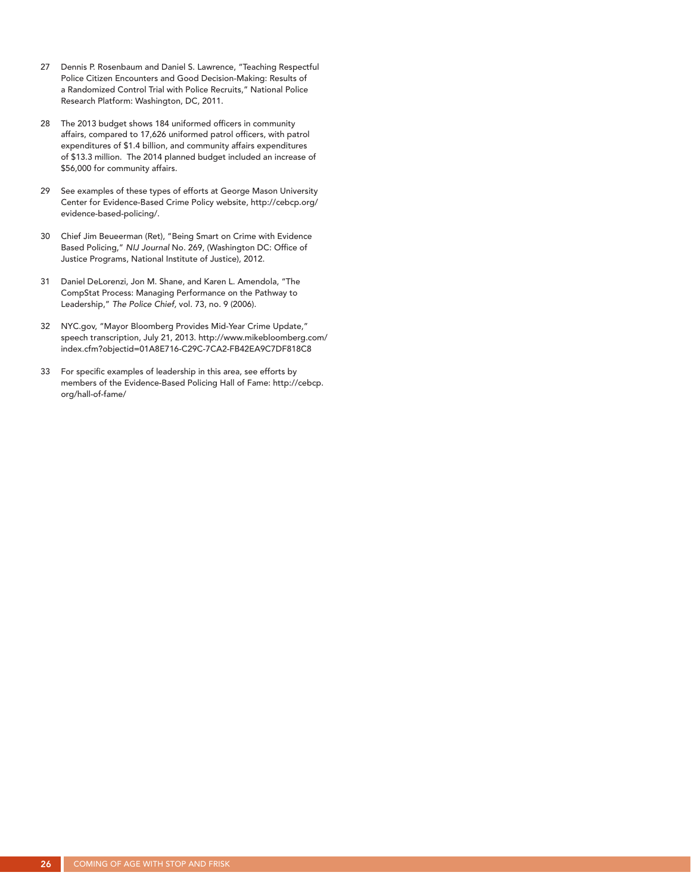27 Dennis P. Rosenbaum and Daniel S. Lawrence, "Teaching Respectful Police Citizen Encounters and Good Decision-Making: Results of a Randomized Control Trial with Police Recruits," National Police Research Platform: Washington, DC, 2011.

28 The 2013 budget shows 184 uniformed officers in community affairs, compared to 17,626 uniformed patrol officers, with patrol expenditures of $1.4 billion, and community affairs expenditures of $13.3 million. The 2014 planned budget included an increase of $56,000 for community affairs.

29 See examples of these types of efforts at George Mason University Center for Evidence-Based Crime Policy website, http://cebcp.org/evidence-based-policing/.

30 Chief Jim Beueerman (Ret), "Being Smart on Crime with Evidence Based Policing," *NIJ Journal* No. 269, (Washington DC: Office of Justice Programs, National Institute of Justice), 2012.

31 Daniel DeLorenzi, Jon M. Shane, and Karen L. Amendola, "The CompStat Process: Managing Performance on the Pathway to Leadership," *The Police Chief*, vol. 73, no. 9 (2006).

32 NYC.gov, "Mayor Bloomberg Provides Mid-Year Crime Update," speech transcription, July 21, 2013. http://www.mikebloomberg.com/index.cfm?objectid=01A8E716-C29C-7CA2-FB42EA9C7DF818C8

33 For specific examples of leadership in this area, see efforts by members of the Evidence-Based Policing Hall of Fame: http://cebcp.org/hall-of-fame/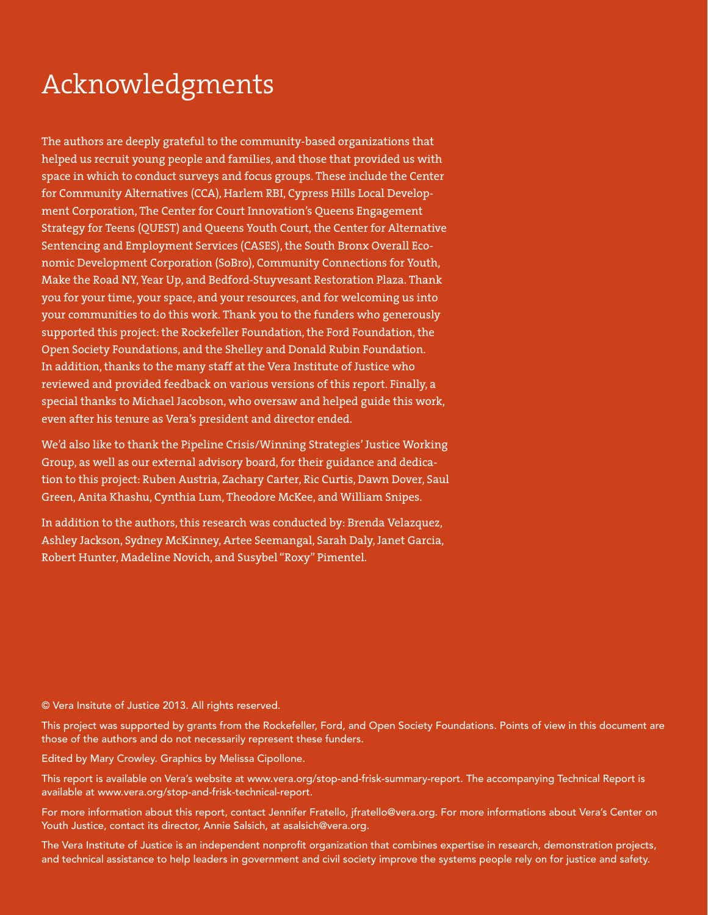# Acknowledgments

The authors are deeply grateful to the community-based organizations that helped us recruit young people and families, and those that provided us with space in which to conduct surveys and focus groups. These include the Center for Community Alternatives (CCA), Harlem RBI, Cypress Hills Local Development Corporation, The Center for Court Innovation's Queens Engagement Strategy for Teens (QUEST) and Queens Youth Court, the Center for Alternative Sentencing and Employment Services (CASES), the South Bronx Overall Economic Development Corporation (SoBro), Community Connections for Youth, Make the Road NY, Year Up, and Bedford-Stuyvesant Restoration Plaza. Thank you for your time, your space, and your resources, and for welcoming us into your communities to do this work. Thank you to the funders who generously supported this project: the Rockefeller Foundation, the Ford Foundation, the Open Society Foundations, and the Shelley and Donald Rubin Foundation. In addition, thanks to the many staff at the Vera Institute of Justice who reviewed and provided feedback on various versions of this report. Finally, a special thanks to Michael Jacobson, who oversaw and helped guide this work, even after his tenure as Vera's president and director ended.

We'd also like to thank the Pipeline Crisis/Winning Strategies' Justice Working Group, as well as our external advisory board, for their guidance and dedication to this project: Ruben Austria, Zachary Carter, Ric Curtis, Dawn Dover, Saul Green, Anita Khashu, Cynthia Lum, Theodore McKee, and William Snipes.

In addition to the authors, this research was conducted by: Brenda Velazquez, Ashley Jackson, Sydney McKinney, Artee Seemangal, Sarah Daly, Janet Garcia, Robert Hunter, Madeline Novich, and Susybel "Roxy" Pimentel.

© Vera Insitute of Justice 2013. All rights reserved.

This project was supported by grants from the Rockefeller, Ford, and Open Society Foundations. Points of view in this document are those of the authors and do not necessarily represent these funders.

Edited by Mary Crowley. Graphics by Melissa Cipollone.

This report is available on Vera's website at www.vera.org/stop-and-frisk-summary-report. The accompanying Technical Report is available at www.vera.org/stop-and-frisk-technical-report.

For more information about this report, contact Jennifer Fratello, jfratello@vera.org. For more informations about Vera's Center on Youth Justice, contact its director, Annie Salsich, at asalsich@vera.org.

The Vera Institute of Justice is an independent nonprofit organization that combines expertise in research, demonstration projects, and technical assistance to help leaders in government and civil society improve the systems people rely on for justice and safety.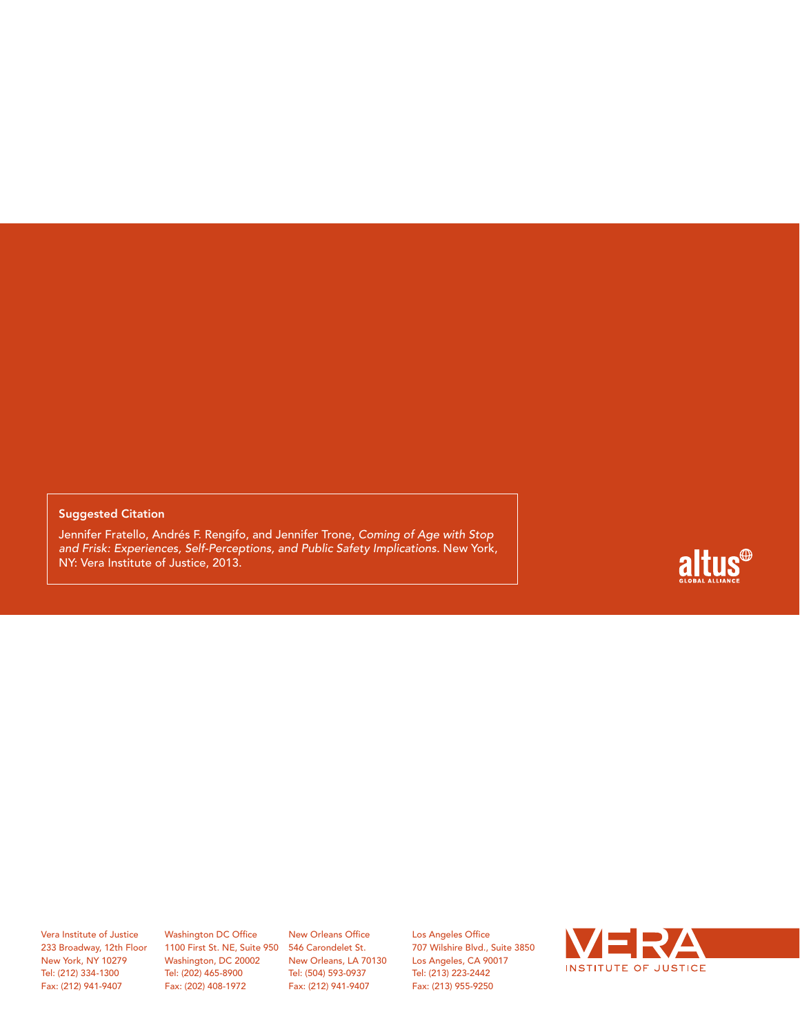**Suggested Citation**

Jennifer Fratello, Andrés F. Rengifo, and Jennifer Trone, *Coming of Age with Stop and Frisk: Experiences, Self-Perceptions, and Public Safety Implications*. New York, NY: Vera Institute of Justice, 2013.

altus GLOBAL ALLIANCE

Vera Institute of Justice
233 Broadway, 12th Floor
New York, NY 10279
Tel: (212) 334-1300
Fax: (212) 941-9407

Washington DC Office
1100 First St. NE, Suite 950
Washington, DC 20002
Tel: (202) 465-8900
Fax: (202) 408-1972

New Orleans Office
546 Carondelet St.
New Orleans, LA 70130
Tel: (504) 593-0937
Fax: (212) 941-9407

Los Angeles Office
707 Wilshire Blvd., Suite 3850
Los Angeles, CA 90017
Tel: (213) 223-2442
Fax: (213) 955-9250

VERA INSTITUTE OF JUSTICE